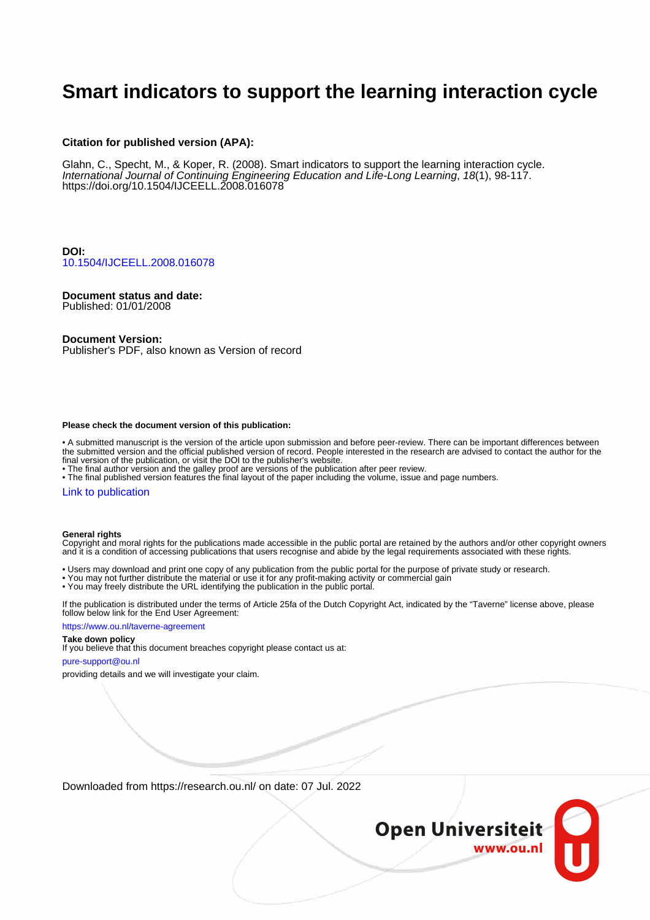# Smart indicators to support the learning interaction cycle

**Citation for published version (APA):**

Glahn, C., Specht, M., & Koper, R. (2008). Smart indicators to support the learning interaction cycle. *International Journal of Continuing Engineering Education and Life-Long Learning*, *18*(1), 98-117. https://doi.org/10.1504/IJCEELL.2008.016078

**DOI:**
10.1504/IJCEELL.2008.016078

**Document status and date:**
Published: 01/01/2008

**Document Version:**
Publisher's PDF, also known as Version of record

**Please check the document version of this publication:**

• A submitted manuscript is the version of the article upon submission and before peer-review. There can be important differences between the submitted version and the official published version of record. People interested in the research are advised to contact the author for the final version of the publication, or visit the DOI to the publisher's website.
• The final author version and the galley proof are versions of the publication after peer review.
• The final published version features the final layout of the paper including the volume, issue and page numbers.

Link to publication

**General rights**
Copyright and moral rights for the publications made accessible in the public portal are retained by the authors and/or other copyright owners and it is a condition of accessing publications that users recognise and abide by the legal requirements associated with these rights.

• Users may download and print one copy of any publication from the public portal for the purpose of private study or research.
• You may not further distribute the material or use it for any profit-making activity or commercial gain
• You may freely distribute the URL identifying the publication in the public portal.

If the publication is distributed under the terms of Article 25fa of the Dutch Copyright Act, indicated by the "Taverne" license above, please follow below link for the End User Agreement:

https://www.ou.nl/taverne-agreement

**Take down policy**
If you believe that this document breaches copyright please contact us at:

pure-support@ou.nl

providing details and we will investigate your claim.

Downloaded from https://research.ou.nl/ on date: 07 Jul. 2022

Open Universiteit
www.ou.nl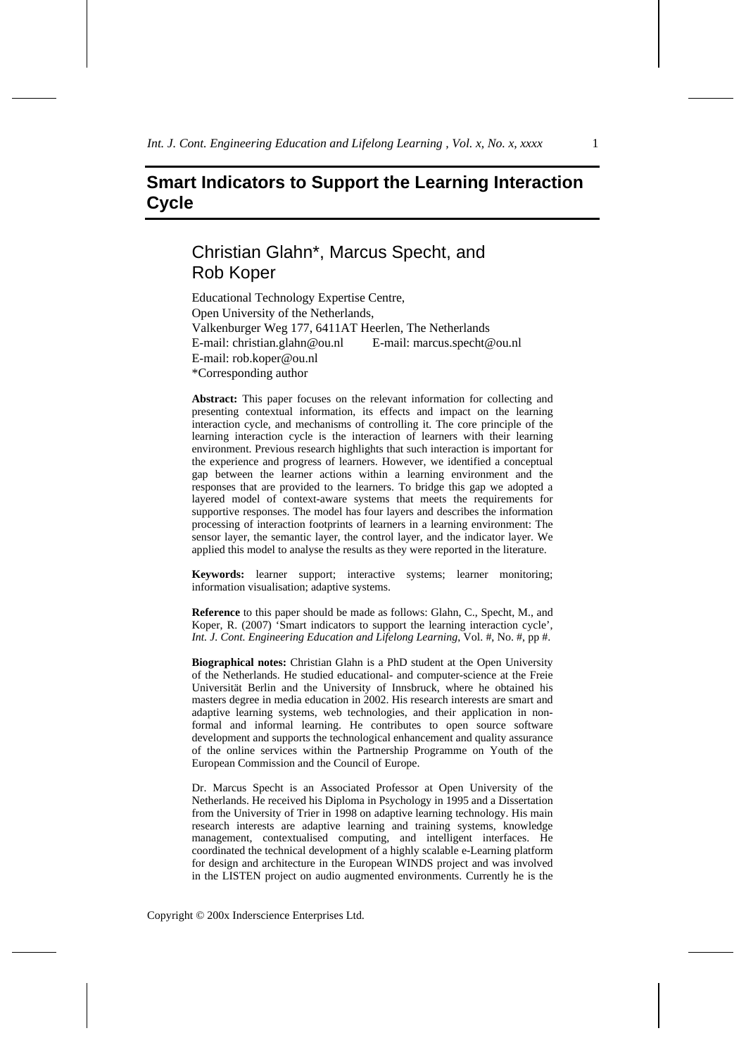# Smart Indicators to Support the Learning Interaction Cycle

## Christian Glahn*, Marcus Specht, and Rob Koper

Educational Technology Expertise Centre,
Open University of the Netherlands,
Valkenburger Weg 177, 6411AT Heerlen, The Netherlands
E-mail: christian.glahn@ou.nl E-mail: marcus.specht@ou.nl
E-mail: rob.koper@ou.nl
*Corresponding author

**Abstract:** This paper focuses on the relevant information for collecting and presenting contextual information, its effects and impact on the learning interaction cycle, and mechanisms of controlling it. The core principle of the learning interaction cycle is the interaction of learners with their learning environment. Previous research highlights that such interaction is important for the experience and progress of learners. However, we identified a conceptual gap between the learner actions within a learning environment and the responses that are provided to the learners. To bridge this gap we adopted a layered model of context-aware systems that meets the requirements for supportive responses. The model has four layers and describes the information processing of interaction footprints of learners in a learning environment: The sensor layer, the semantic layer, the control layer, and the indicator layer. We applied this model to analyse the results as they were reported in the literature.

**Keywords:** learner support; interactive systems; learner monitoring; information visualisation; adaptive systems.

**Reference** to this paper should be made as follows: Glahn, C., Specht, M., and Koper, R. (2007) 'Smart indicators to support the learning interaction cycle', *Int. J. Cont. Engineering Education and Lifelong Learning*, Vol. #, No. #, pp #.

**Biographical notes:** Christian Glahn is a PhD student at the Open University of the Netherlands. He studied educational- and computer-science at the Freie Universität Berlin and the University of Innsbruck, where he obtained his masters degree in media education in 2002. His research interests are smart and adaptive learning systems, web technologies, and their application in non-formal and informal learning. He contributes to open source software development and supports the technological enhancement and quality assurance of the online services within the Partnership Programme on Youth of the European Commission and the Council of Europe.

Dr. Marcus Specht is an Associated Professor at Open University of the Netherlands. He received his Diploma in Psychology in 1995 and a Dissertation from the University of Trier in 1998 on adaptive learning technology. His main research interests are adaptive learning and training systems, knowledge management, contextualised computing, and intelligent interfaces. He coordinated the technical development of a highly scalable e-Learning platform for design and architecture in the European WINDS project and was involved in the LISTEN project on audio augmented environments. Currently he is the

Copyright © 200x Inderscience Enterprises Ltd.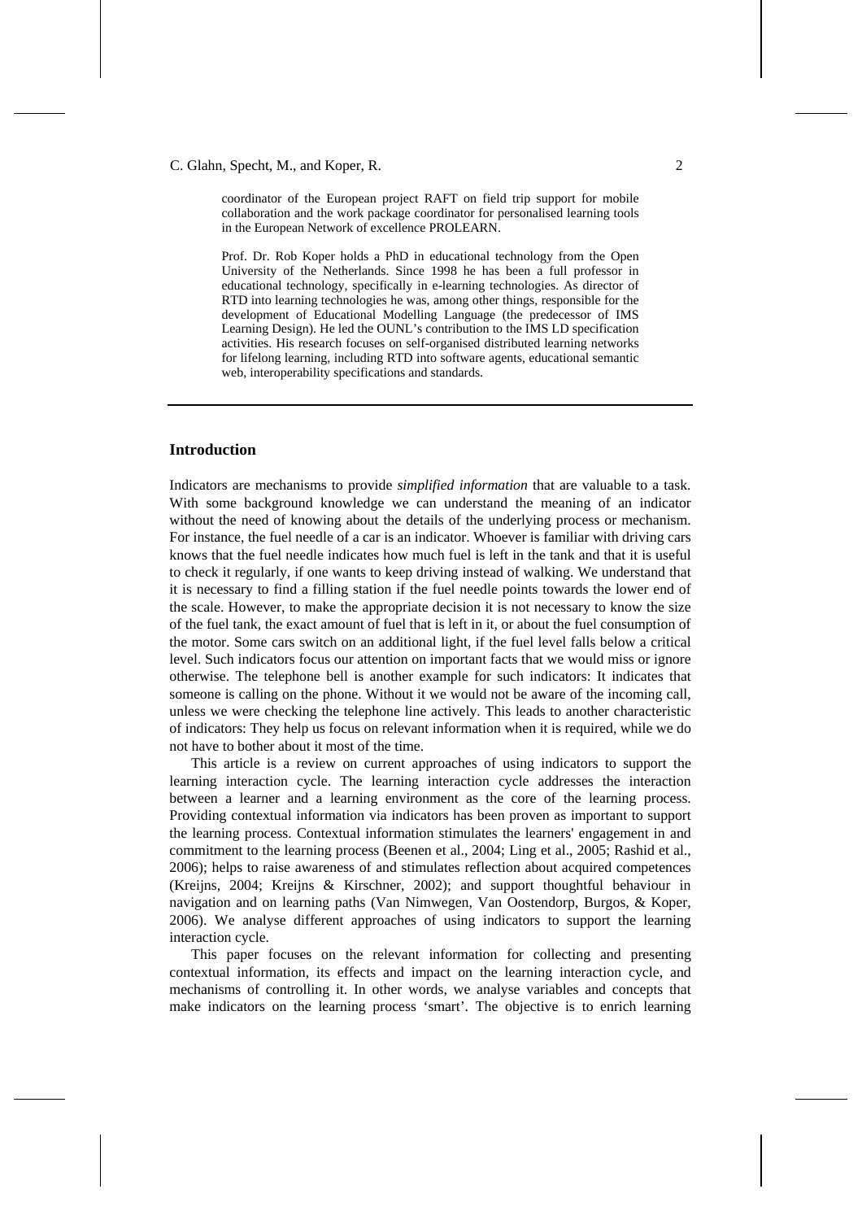coordinator of the European project RAFT on field trip support for mobile collaboration and the work package coordinator for personalised learning tools in the European Network of excellence PROLEARN.

Prof. Dr. Rob Koper holds a PhD in educational technology from the Open University of the Netherlands. Since 1998 he has been a full professor in educational technology, specifically in e-learning technologies. As director of RTD into learning technologies he was, among other things, responsible for the development of Educational Modelling Language (the predecessor of IMS Learning Design). He led the OUNL's contribution to the IMS LD specification activities. His research focuses on self-organised distributed learning networks for lifelong learning, including RTD into software agents, educational semantic web, interoperability specifications and standards.

---

## Introduction

Indicators are mechanisms to provide *simplified information* that are valuable to a task. With some background knowledge we can understand the meaning of an indicator without the need of knowing about the details of the underlying process or mechanism. For instance, the fuel needle of a car is an indicator. Whoever is familiar with driving cars knows that the fuel needle indicates how much fuel is left in the tank and that it is useful to check it regularly, if one wants to keep driving instead of walking. We understand that it is necessary to find a filling station if the fuel needle points towards the lower end of the scale. However, to make the appropriate decision it is not necessary to know the size of the fuel tank, the exact amount of fuel that is left in it, or about the fuel consumption of the motor. Some cars switch on an additional light, if the fuel level falls below a critical level. Such indicators focus our attention on important facts that we would miss or ignore otherwise. The telephone bell is another example for such indicators: It indicates that someone is calling on the phone. Without it we would not be aware of the incoming call, unless we were checking the telephone line actively. This leads to another characteristic of indicators: They help us focus on relevant information when it is required, while we do not have to bother about it most of the time.

This article is a review on current approaches of using indicators to support the learning interaction cycle. The learning interaction cycle addresses the interaction between a learner and a learning environment as the core of the learning process. Providing contextual information via indicators has been proven as important to support the learning process. Contextual information stimulates the learners' engagement in and commitment to the learning process (Beenen et al., 2004; Ling et al., 2005; Rashid et al., 2006); helps to raise awareness of and stimulates reflection about acquired competences (Kreijns, 2004; Kreijns & Kirschner, 2002); and support thoughtful behaviour in navigation and on learning paths (Van Nimwegen, Van Oostendorp, Burgos, & Koper, 2006). We analyse different approaches of using indicators to support the learning interaction cycle.

This paper focuses on the relevant information for collecting and presenting contextual information, its effects and impact on the learning interaction cycle, and mechanisms of controlling it. In other words, we analyse variables and concepts that make indicators on the learning process 'smart'. The objective is to enrich learning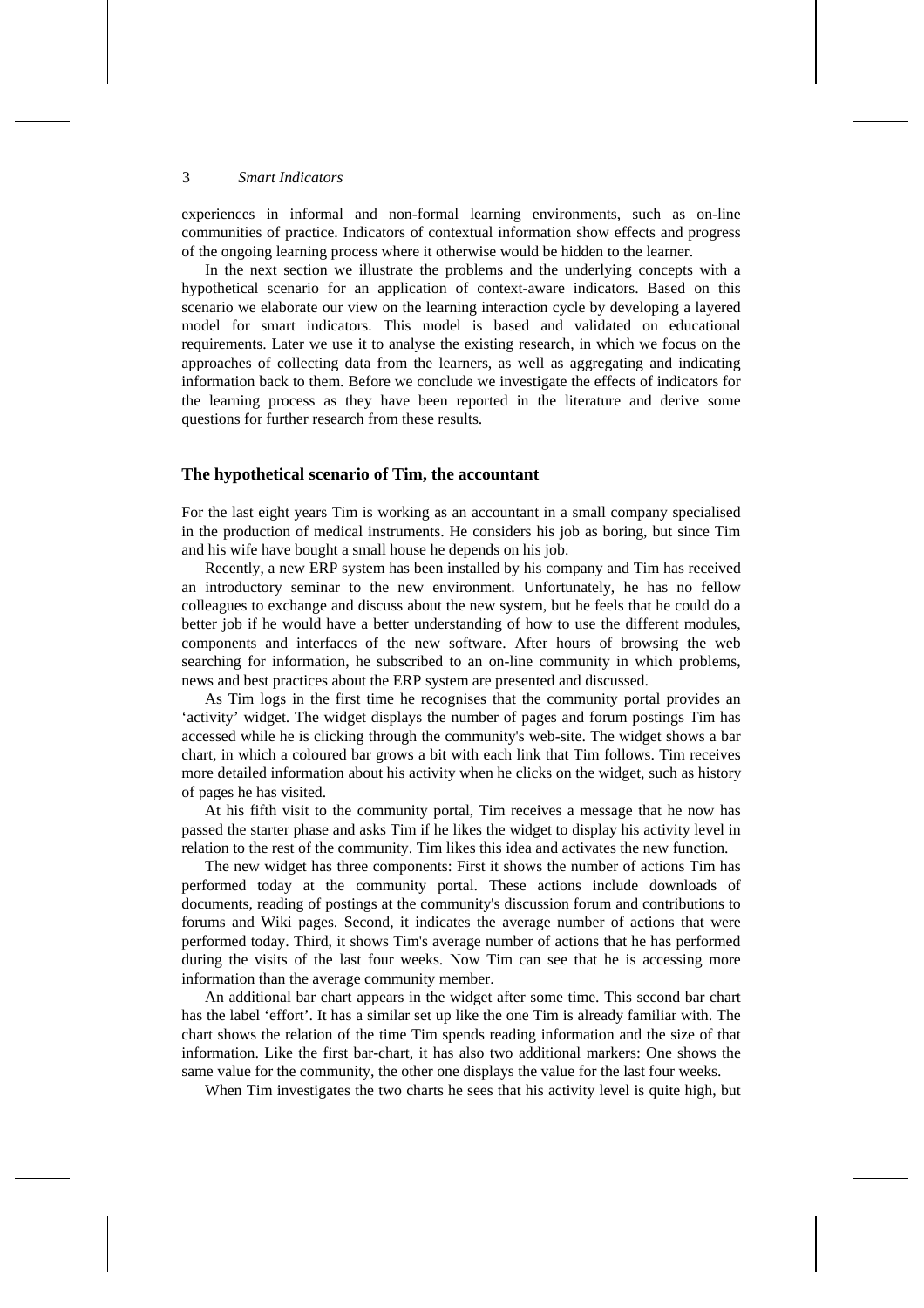experiences in informal and non-formal learning environments, such as on-line communities of practice. Indicators of contextual information show effects and progress of the ongoing learning process where it otherwise would be hidden to the learner.

In the next section we illustrate the problems and the underlying concepts with a hypothetical scenario for an application of context-aware indicators. Based on this scenario we elaborate our view on the learning interaction cycle by developing a layered model for smart indicators. This model is based and validated on educational requirements. Later we use it to analyse the existing research, in which we focus on the approaches of collecting data from the learners, as well as aggregating and indicating information back to them. Before we conclude we investigate the effects of indicators for the learning process as they have been reported in the literature and derive some questions for further research from these results.

## The hypothetical scenario of Tim, the accountant

For the last eight years Tim is working as an accountant in a small company specialised in the production of medical instruments. He considers his job as boring, but since Tim and his wife have bought a small house he depends on his job.

Recently, a new ERP system has been installed by his company and Tim has received an introductory seminar to the new environment. Unfortunately, he has no fellow colleagues to exchange and discuss about the new system, but he feels that he could do a better job if he would have a better understanding of how to use the different modules, components and interfaces of the new software. After hours of browsing the web searching for information, he subscribed to an on-line community in which problems, news and best practices about the ERP system are presented and discussed.

As Tim logs in the first time he recognises that the community portal provides an 'activity' widget. The widget displays the number of pages and forum postings Tim has accessed while he is clicking through the community's web-site. The widget shows a bar chart, in which a coloured bar grows a bit with each link that Tim follows. Tim receives more detailed information about his activity when he clicks on the widget, such as history of pages he has visited.

At his fifth visit to the community portal, Tim receives a message that he now has passed the starter phase and asks Tim if he likes the widget to display his activity level in relation to the rest of the community. Tim likes this idea and activates the new function.

The new widget has three components: First it shows the number of actions Tim has performed today at the community portal. These actions include downloads of documents, reading of postings at the community's discussion forum and contributions to forums and Wiki pages. Second, it indicates the average number of actions that were performed today. Third, it shows Tim's average number of actions that he has performed during the visits of the last four weeks. Now Tim can see that he is accessing more information than the average community member.

An additional bar chart appears in the widget after some time. This second bar chart has the label 'effort'. It has a similar set up like the one Tim is already familiar with. The chart shows the relation of the time Tim spends reading information and the size of that information. Like the first bar-chart, it has also two additional markers: One shows the same value for the community, the other one displays the value for the last four weeks.

When Tim investigates the two charts he sees that his activity level is quite high, but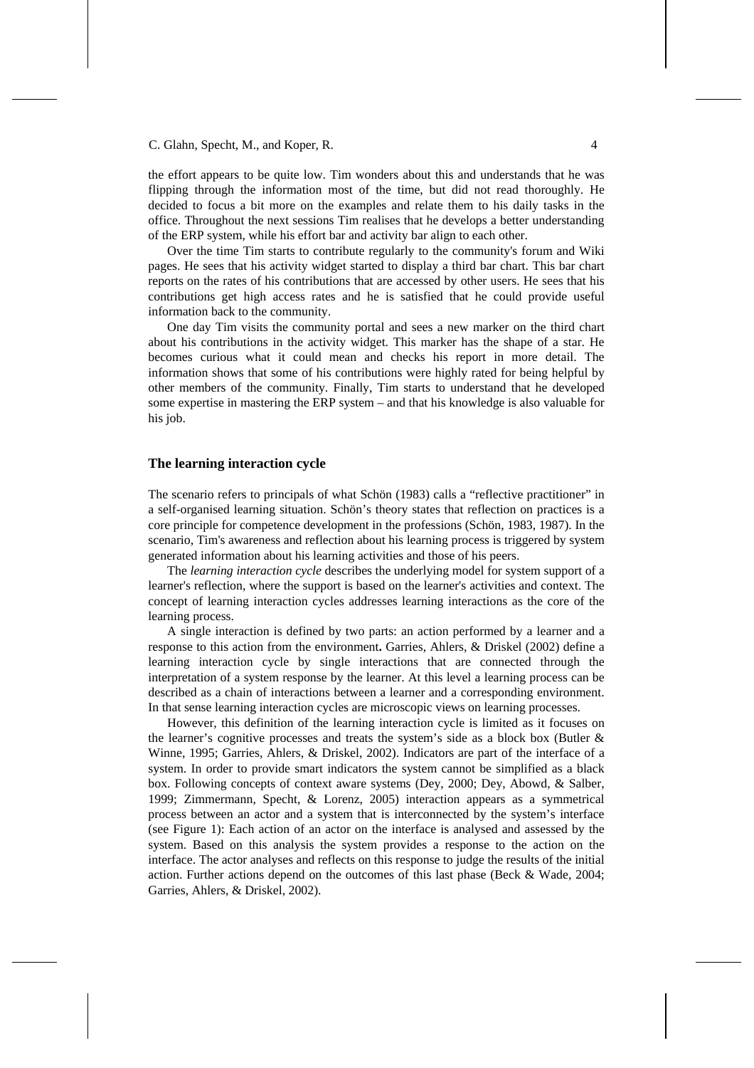the effort appears to be quite low. Tim wonders about this and understands that he was flipping through the information most of the time, but did not read thoroughly. He decided to focus a bit more on the examples and relate them to his daily tasks in the office. Throughout the next sessions Tim realises that he develops a better understanding of the ERP system, while his effort bar and activity bar align to each other.

Over the time Tim starts to contribute regularly to the community's forum and Wiki pages. He sees that his activity widget started to display a third bar chart. This bar chart reports on the rates of his contributions that are accessed by other users. He sees that his contributions get high access rates and he is satisfied that he could provide useful information back to the community.

One day Tim visits the community portal and sees a new marker on the third chart about his contributions in the activity widget. This marker has the shape of a star. He becomes curious what it could mean and checks his report in more detail. The information shows that some of his contributions were highly rated for being helpful by other members of the community. Finally, Tim starts to understand that he developed some expertise in mastering the ERP system – and that his knowledge is also valuable for his job.

## The learning interaction cycle

The scenario refers to principals of what Schön (1983) calls a "reflective practitioner" in a self-organised learning situation. Schön's theory states that reflection on practices is a core principle for competence development in the professions (Schön, 1983, 1987). In the scenario, Tim's awareness and reflection about his learning process is triggered by system generated information about his learning activities and those of his peers.

The *learning interaction cycle* describes the underlying model for system support of a learner's reflection, where the support is based on the learner's activities and context. The concept of learning interaction cycles addresses learning interactions as the core of the learning process.

A single interaction is defined by two parts: an action performed by a learner and a response to this action from the environment**.** Garries, Ahlers, & Driskel (2002) define a learning interaction cycle by single interactions that are connected through the interpretation of a system response by the learner. At this level a learning process can be described as a chain of interactions between a learner and a corresponding environment. In that sense learning interaction cycles are microscopic views on learning processes.

However, this definition of the learning interaction cycle is limited as it focuses on the learner's cognitive processes and treats the system's side as a block box (Butler & Winne, 1995; Garries, Ahlers, & Driskel, 2002). Indicators are part of the interface of a system. In order to provide smart indicators the system cannot be simplified as a black box. Following concepts of context aware systems (Dey, 2000; Dey, Abowd, & Salber, 1999; Zimmermann, Specht, & Lorenz, 2005) interaction appears as a symmetrical process between an actor and a system that is interconnected by the system's interface (see Figure 1): Each action of an actor on the interface is analysed and assessed by the system. Based on this analysis the system provides a response to the action on the interface. The actor analyses and reflects on this response to judge the results of the initial action. Further actions depend on the outcomes of this last phase (Beck & Wade, 2004; Garries, Ahlers, & Driskel, 2002).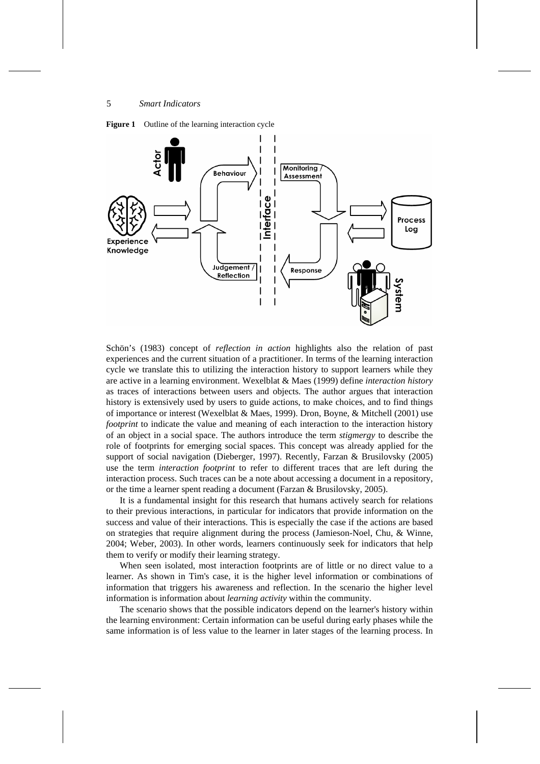**Figure 1** Outline of the learning interaction cycle

Schön's (1983) concept of *reflection in action* highlights also the relation of past experiences and the current situation of a practitioner. In terms of the learning interaction cycle we translate this to utilizing the interaction history to support learners while they are active in a learning environment. Wexelblat & Maes (1999) define *interaction history* as traces of interactions between users and objects. The author argues that interaction history is extensively used by users to guide actions, to make choices, and to find things of importance or interest (Wexelblat & Maes, 1999). Dron, Boyne, & Mitchell (2001) use *footprint* to indicate the value and meaning of each interaction to the interaction history of an object in a social space. The authors introduce the term *stigmergy* to describe the role of footprints for emerging social spaces. This concept was already applied for the support of social navigation (Dieberger, 1997). Recently, Farzan & Brusilovsky (2005) use the term *interaction footprint* to refer to different traces that are left during the interaction process. Such traces can be a note about accessing a document in a repository, or the time a learner spent reading a document (Farzan & Brusilovsky, 2005).

It is a fundamental insight for this research that humans actively search for relations to their previous interactions, in particular for indicators that provide information on the success and value of their interactions. This is especially the case if the actions are based on strategies that require alignment during the process (Jamieson-Noel, Chu, & Winne, 2004; Weber, 2003). In other words, learners continuously seek for indicators that help them to verify or modify their learning strategy.

When seen isolated, most interaction footprints are of little or no direct value to a learner. As shown in Tim's case, it is the higher level information or combinations of information that triggers his awareness and reflection. In the scenario the higher level information is information about *learning activity* within the community.

The scenario shows that the possible indicators depend on the learner's history within the learning environment: Certain information can be useful during early phases while the same information is of less value to the learner in later stages of the learning process. In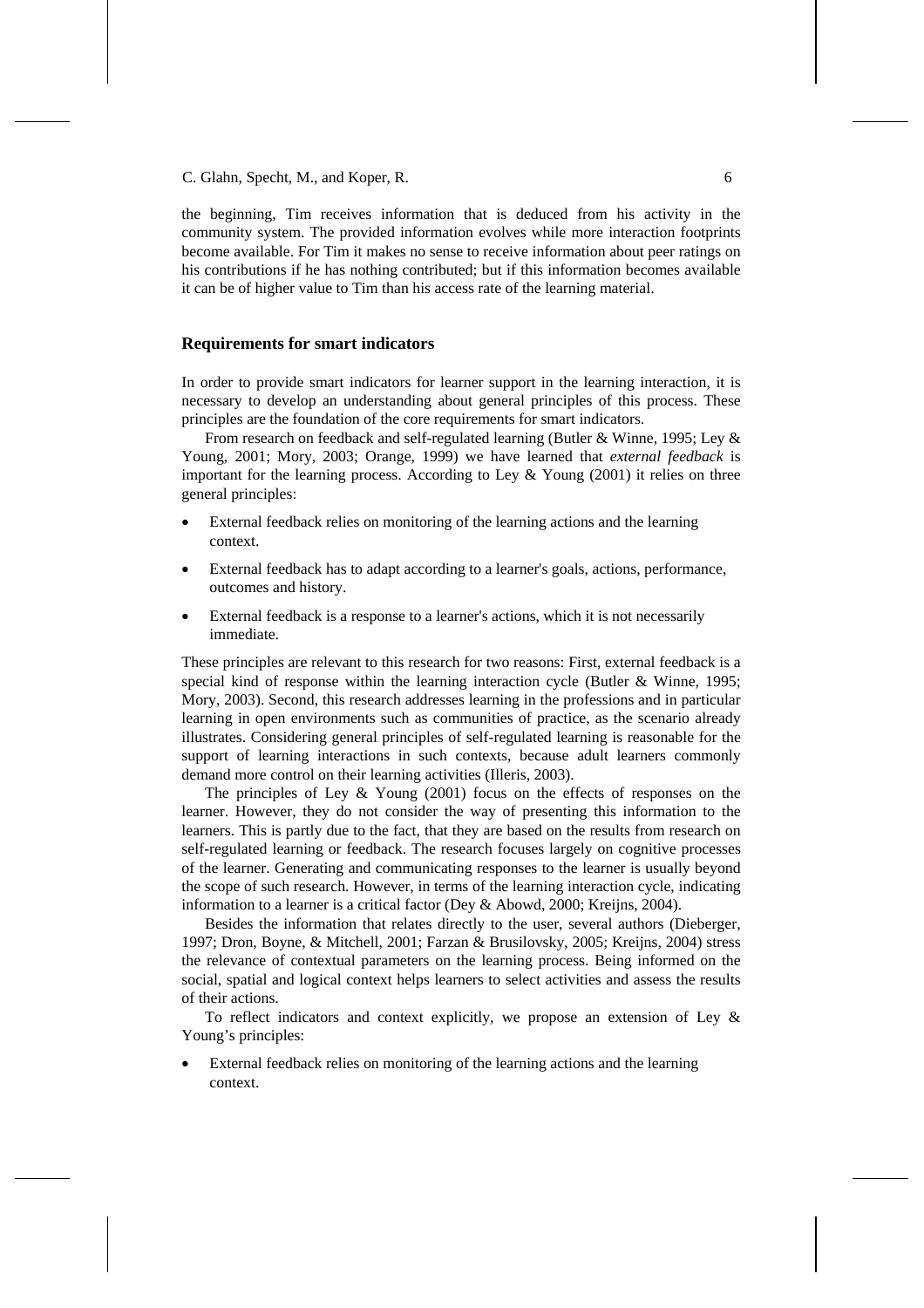the beginning, Tim receives information that is deduced from his activity in the community system. The provided information evolves while more interaction footprints become available. For Tim it makes no sense to receive information about peer ratings on his contributions if he has nothing contributed; but if this information becomes available it can be of higher value to Tim than his access rate of the learning material.

## Requirements for smart indicators

In order to provide smart indicators for learner support in the learning interaction, it is necessary to develop an understanding about general principles of this process. These principles are the foundation of the core requirements for smart indicators.

From research on feedback and self-regulated learning (Butler & Winne, 1995; Ley & Young, 2001; Mory, 2003; Orange, 1999) we have learned that *external feedback* is important for the learning process. According to Ley & Young (2001) it relies on three general principles:

- External feedback relies on monitoring of the learning actions and the learning context.
- External feedback has to adapt according to a learner's goals, actions, performance, outcomes and history.
- External feedback is a response to a learner's actions, which it is not necessarily immediate.

These principles are relevant to this research for two reasons: First, external feedback is a special kind of response within the learning interaction cycle (Butler & Winne, 1995; Mory, 2003). Second, this research addresses learning in the professions and in particular learning in open environments such as communities of practice, as the scenario already illustrates. Considering general principles of self-regulated learning is reasonable for the support of learning interactions in such contexts, because adult learners commonly demand more control on their learning activities (Illeris, 2003).

The principles of Ley & Young (2001) focus on the effects of responses on the learner. However, they do not consider the way of presenting this information to the learners. This is partly due to the fact, that they are based on the results from research on self-regulated learning or feedback. The research focuses largely on cognitive processes of the learner. Generating and communicating responses to the learner is usually beyond the scope of such research. However, in terms of the learning interaction cycle, indicating information to a learner is a critical factor (Dey & Abowd, 2000; Kreijns, 2004).

Besides the information that relates directly to the user, several authors (Dieberger, 1997; Dron, Boyne, & Mitchell, 2001; Farzan & Brusilovsky, 2005; Kreijns, 2004) stress the relevance of contextual parameters on the learning process. Being informed on the social, spatial and logical context helps learners to select activities and assess the results of their actions.

To reflect indicators and context explicitly, we propose an extension of Ley & Young's principles:

- External feedback relies on monitoring of the learning actions and the learning context.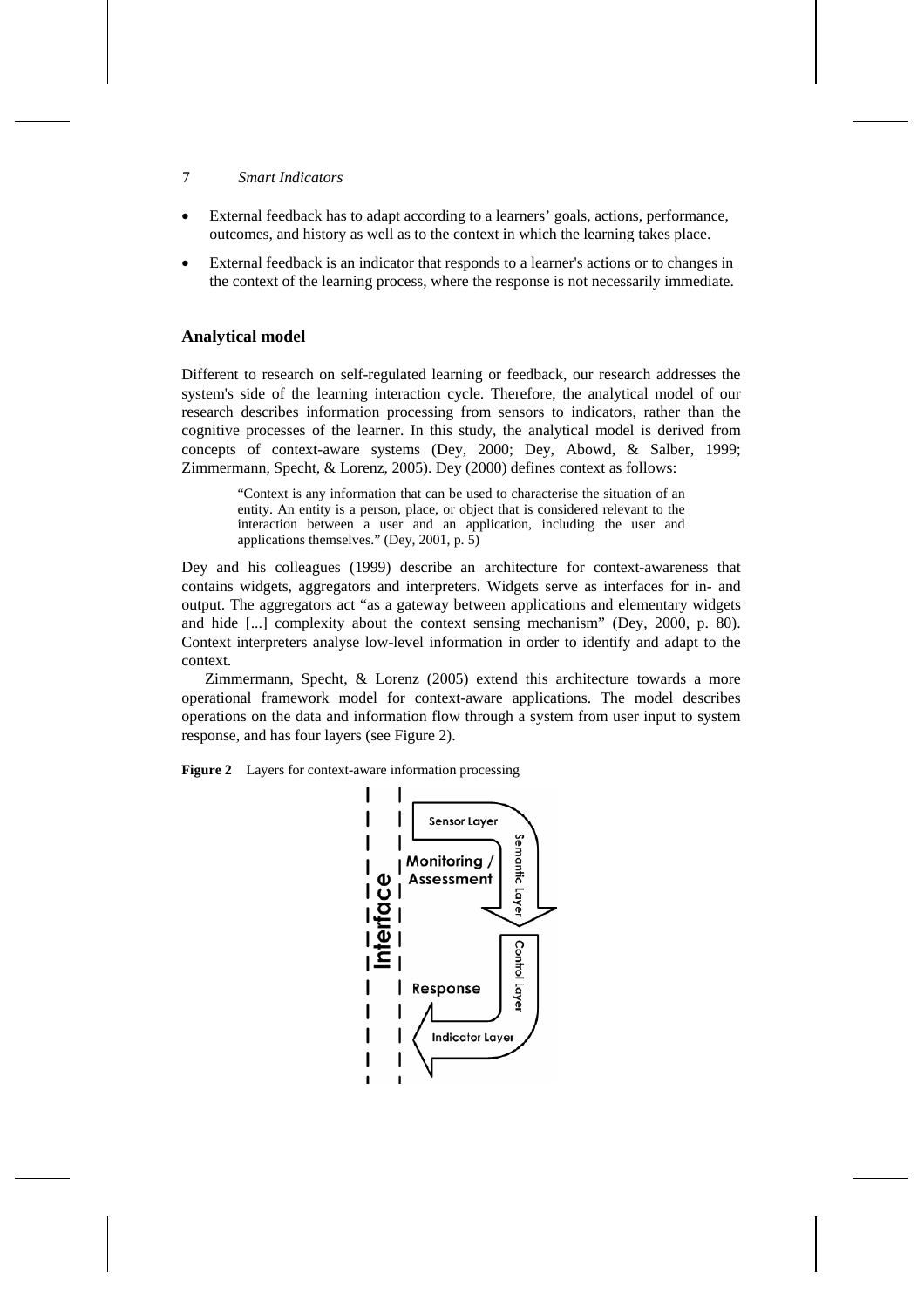- External feedback has to adapt according to a learners' goals, actions, performance, outcomes, and history as well as to the context in which the learning takes place.
- External feedback is an indicator that responds to a learner's actions or to changes in the context of the learning process, where the response is not necessarily immediate.

## Analytical model

Different to research on self-regulated learning or feedback, our research addresses the system's side of the learning interaction cycle. Therefore, the analytical model of our research describes information processing from sensors to indicators, rather than the cognitive processes of the learner. In this study, the analytical model is derived from concepts of context-aware systems (Dey, 2000; Dey, Abowd, & Salber, 1999; Zimmermann, Specht, & Lorenz, 2005). Dey (2000) defines context as follows:

> "Context is any information that can be used to characterise the situation of an entity. An entity is a person, place, or object that is considered relevant to the interaction between a user and an application, including the user and applications themselves." (Dey, 2001, p. 5)

Dey and his colleagues (1999) describe an architecture for context-awareness that contains widgets, aggregators and interpreters. Widgets serve as interfaces for in- and output. The aggregators act "as a gateway between applications and elementary widgets and hide [...] complexity about the context sensing mechanism" (Dey, 2000, p. 80). Context interpreters analyse low-level information in order to identify and adapt to the context.

Zimmermann, Specht, & Lorenz (2005) extend this architecture towards a more operational framework model for context-aware applications. The model describes operations on the data and information flow through a system from user input to system response, and has four layers (see Figure 2).

**Figure 2** Layers for context-aware information processing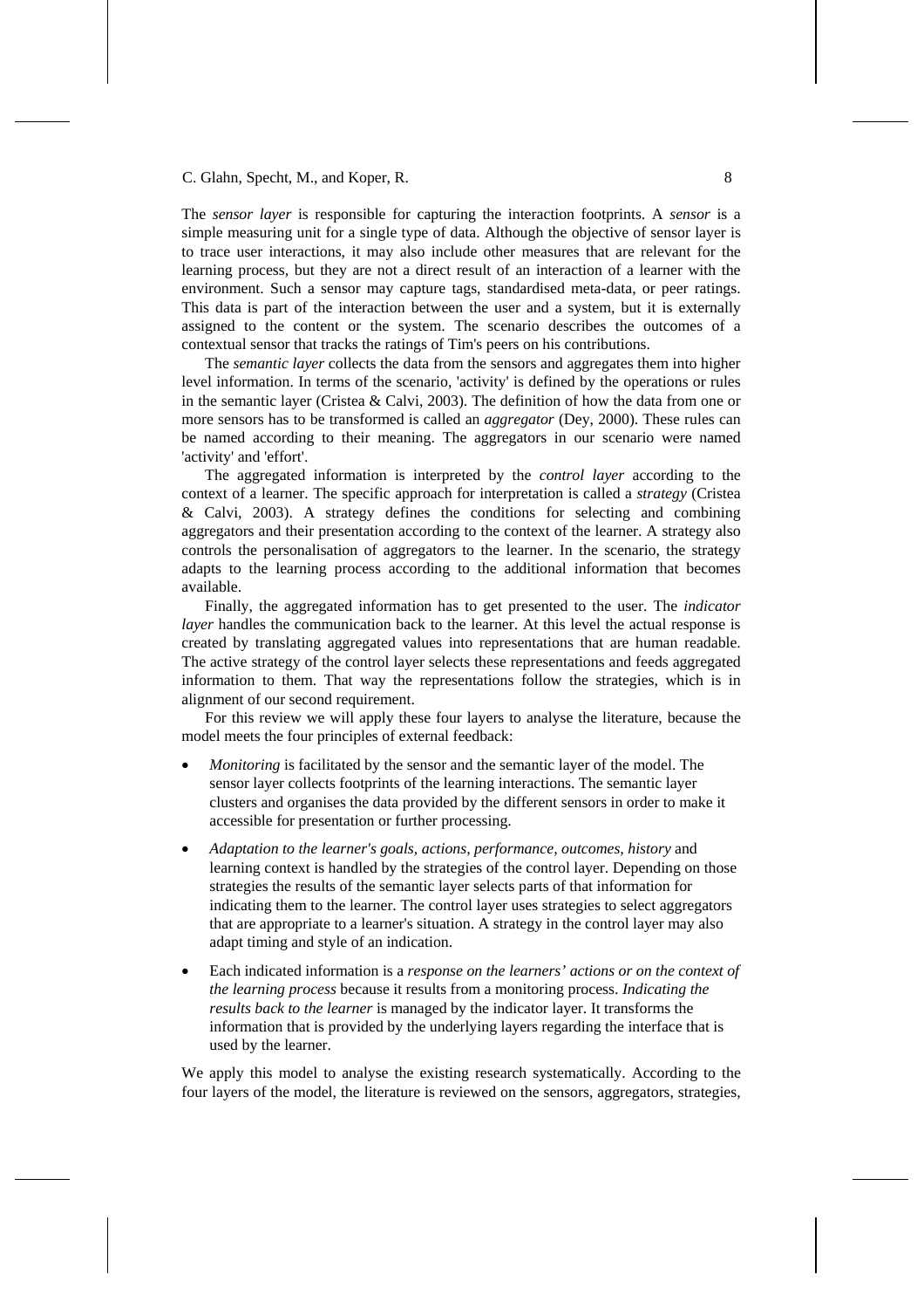The *sensor layer* is responsible for capturing the interaction footprints. A *sensor* is a simple measuring unit for a single type of data. Although the objective of sensor layer is to trace user interactions, it may also include other measures that are relevant for the learning process, but they are not a direct result of an interaction of a learner with the environment. Such a sensor may capture tags, standardised meta-data, or peer ratings. This data is part of the interaction between the user and a system, but it is externally assigned to the content or the system. The scenario describes the outcomes of a contextual sensor that tracks the ratings of Tim's peers on his contributions.

The *semantic layer* collects the data from the sensors and aggregates them into higher level information. In terms of the scenario, 'activity' is defined by the operations or rules in the semantic layer (Cristea & Calvi, 2003). The definition of how the data from one or more sensors has to be transformed is called an *aggregator* (Dey, 2000). These rules can be named according to their meaning. The aggregators in our scenario were named 'activity' and 'effort'.

The aggregated information is interpreted by the *control layer* according to the context of a learner. The specific approach for interpretation is called a *strategy* (Cristea & Calvi, 2003). A strategy defines the conditions for selecting and combining aggregators and their presentation according to the context of the learner. A strategy also controls the personalisation of aggregators to the learner. In the scenario, the strategy adapts to the learning process according to the additional information that becomes available.

Finally, the aggregated information has to get presented to the user. The *indicator layer* handles the communication back to the learner. At this level the actual response is created by translating aggregated values into representations that are human readable. The active strategy of the control layer selects these representations and feeds aggregated information to them. That way the representations follow the strategies, which is in alignment of our second requirement.

For this review we will apply these four layers to analyse the literature, because the model meets the four principles of external feedback:

- *Monitoring* is facilitated by the sensor and the semantic layer of the model. The sensor layer collects footprints of the learning interactions. The semantic layer clusters and organises the data provided by the different sensors in order to make it accessible for presentation or further processing.
- *Adaptation to the learner's goals, actions, performance, outcomes, history* and learning context is handled by the strategies of the control layer. Depending on those strategies the results of the semantic layer selects parts of that information for indicating them to the learner. The control layer uses strategies to select aggregators that are appropriate to a learner's situation. A strategy in the control layer may also adapt timing and style of an indication.
- Each indicated information is a *response on the learners' actions or on the context of the learning process* because it results from a monitoring process. *Indicating the results back to the learner* is managed by the indicator layer. It transforms the information that is provided by the underlying layers regarding the interface that is used by the learner.

We apply this model to analyse the existing research systematically. According to the four layers of the model, the literature is reviewed on the sensors, aggregators, strategies,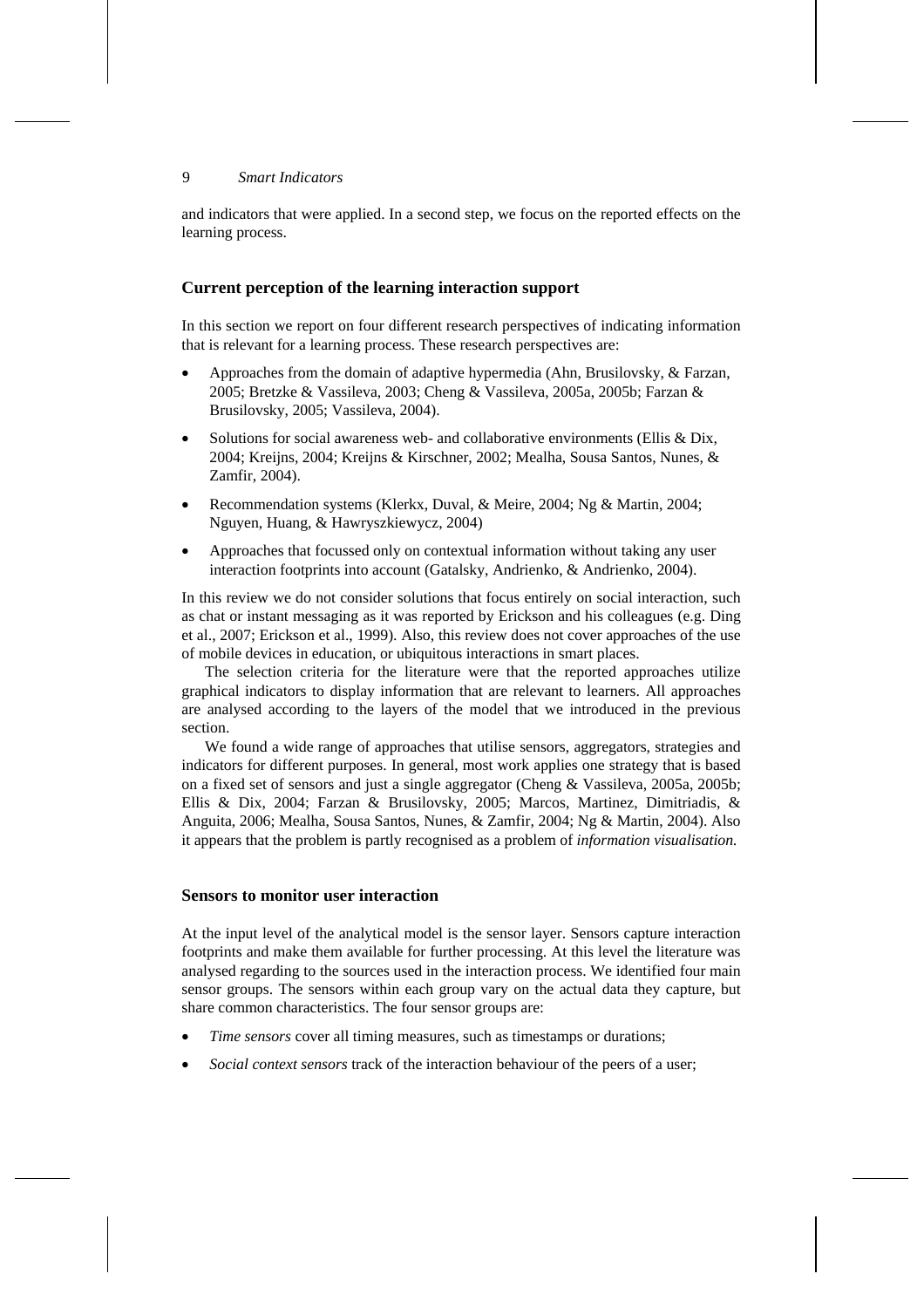and indicators that were applied. In a second step, we focus on the reported effects on the learning process.

## Current perception of the learning interaction support

In this section we report on four different research perspectives of indicating information that is relevant for a learning process. These research perspectives are:

- Approaches from the domain of adaptive hypermedia (Ahn, Brusilovsky, & Farzan, 2005; Bretzke & Vassileva, 2003; Cheng & Vassileva, 2005a, 2005b; Farzan & Brusilovsky, 2005; Vassileva, 2004).
- Solutions for social awareness web- and collaborative environments (Ellis & Dix, 2004; Kreijns, 2004; Kreijns & Kirschner, 2002; Mealha, Sousa Santos, Nunes, & Zamfir, 2004).
- Recommendation systems (Klerkx, Duval, & Meire, 2004; Ng & Martin, 2004; Nguyen, Huang, & Hawryszkiewycz, 2004)
- Approaches that focussed only on contextual information without taking any user interaction footprints into account (Gatalsky, Andrienko, & Andrienko, 2004).

In this review we do not consider solutions that focus entirely on social interaction, such as chat or instant messaging as it was reported by Erickson and his colleagues (e.g. Ding et al., 2007; Erickson et al., 1999). Also, this review does not cover approaches of the use of mobile devices in education, or ubiquitous interactions in smart places.

The selection criteria for the literature were that the reported approaches utilize graphical indicators to display information that are relevant to learners. All approaches are analysed according to the layers of the model that we introduced in the previous section.

We found a wide range of approaches that utilise sensors, aggregators, strategies and indicators for different purposes. In general, most work applies one strategy that is based on a fixed set of sensors and just a single aggregator (Cheng & Vassileva, 2005a, 2005b; Ellis & Dix, 2004; Farzan & Brusilovsky, 2005; Marcos, Martinez, Dimitriadis, & Anguita, 2006; Mealha, Sousa Santos, Nunes, & Zamfir, 2004; Ng & Martin, 2004). Also it appears that the problem is partly recognised as a problem of *information visualisation*.

## Sensors to monitor user interaction

At the input level of the analytical model is the sensor layer. Sensors capture interaction footprints and make them available for further processing. At this level the literature was analysed regarding to the sources used in the interaction process. We identified four main sensor groups. The sensors within each group vary on the actual data they capture, but share common characteristics. The four sensor groups are:

- *Time sensors* cover all timing measures, such as timestamps or durations;
- *Social context sensors* track of the interaction behaviour of the peers of a user;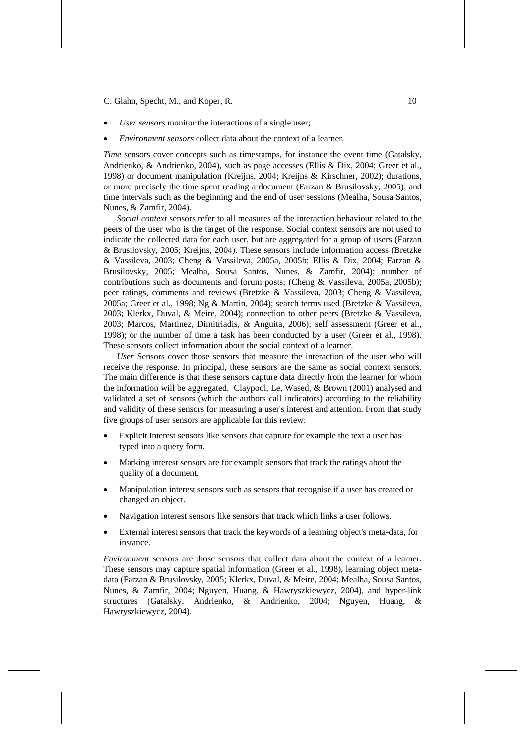- *User sensors* monitor the interactions of a single user;
- *Environment sensors* collect data about the context of a learner.

*Time* sensors cover concepts such as timestamps, for instance the event time (Gatalsky, Andrienko, & Andrienko, 2004), such as page accesses (Ellis & Dix, 2004; Greer et al., 1998) or document manipulation (Kreijns, 2004; Kreijns & Kirschner, 2002); durations, or more precisely the time spent reading a document (Farzan & Brusilovsky, 2005); and time intervals such as the beginning and the end of user sessions (Mealha, Sousa Santos, Nunes, & Zamfir, 2004).

*Social context* sensors refer to all measures of the interaction behaviour related to the peers of the user who is the target of the response. Social context sensors are not used to indicate the collected data for each user, but are aggregated for a group of users (Farzan & Brusilovsky, 2005; Kreijns, 2004). These sensors include information access (Bretzke & Vassileva, 2003; Cheng & Vassileva, 2005a, 2005b; Ellis & Dix, 2004; Farzan & Brusilovsky, 2005; Mealha, Sousa Santos, Nunes, & Zamfir, 2004); number of contributions such as documents and forum posts; (Cheng & Vassileva, 2005a, 2005b); peer ratings, comments and reviews (Bretzke & Vassileva, 2003; Cheng & Vassileva, 2005a; Greer et al., 1998; Ng & Martin, 2004); search terms used (Bretzke & Vassileva, 2003; Klerkx, Duval, & Meire, 2004); connection to other peers (Bretzke & Vassileva, 2003; Marcos, Martinez, Dimitriadis, & Anguita, 2006); self assessment (Greer et al., 1998); or the number of time a task has been conducted by a user (Greer et al., 1998). These sensors collect information about the social context of a learner.

*User* Sensors cover those sensors that measure the interaction of the user who will receive the response. In principal, these sensors are the same as social context sensors. The main difference is that these sensors capture data directly from the learner for whom the information will be aggregated. Claypool, Le, Wased, & Brown (2001) analysed and validated a set of sensors (which the authors call indicators) according to the reliability and validity of these sensors for measuring a user's interest and attention. From that study five groups of user sensors are applicable for this review:

- Explicit interest sensors like sensors that capture for example the text a user has typed into a query form.
- Marking interest sensors are for example sensors that track the ratings about the quality of a document.
- Manipulation interest sensors such as sensors that recognise if a user has created or changed an object.
- Navigation interest sensors like sensors that track which links a user follows.
- External interest sensors that track the keywords of a learning object's meta-data, for instance.

*Environment* sensors are those sensors that collect data about the context of a learner. These sensors may capture spatial information (Greer et al., 1998), learning object meta-data (Farzan & Brusilovsky, 2005; Klerkx, Duval, & Meire, 2004; Mealha, Sousa Santos, Nunes, & Zamfir, 2004; Nguyen, Huang, & Hawryszkiewycz, 2004), and hyper-link structures (Gatalsky, Andrienko, & Andrienko, 2004; Nguyen, Huang, & Hawryszkiewycz, 2004).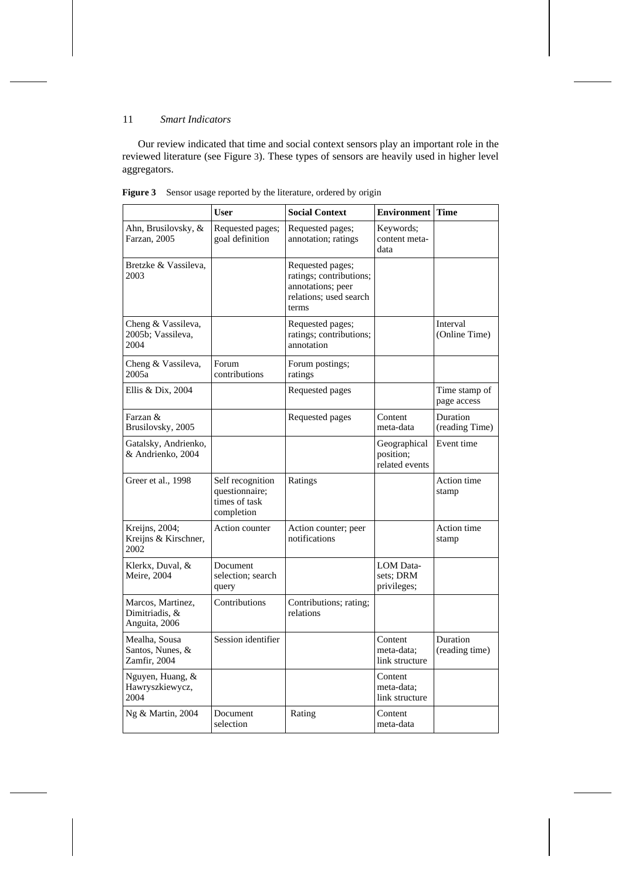Our review indicated that time and social context sensors play an important role in the reviewed literature (see Figure 3). These types of sensors are heavily used in higher level aggregators.

**Figure 3** Sensor usage reported by the literature, ordered by origin

| | User | Social Context | Environment | Time |
|---|---|---|---|---|
| Ahn, Brusilovsky, & Farzan, 2005 | Requested pages; goal definition | Requested pages; annotation; ratings | Keywords; content meta-data | |
| Bretzke & Vassileva, 2003 | | Requested pages; ratings; contributions; annotations; peer relations; used search terms | | |
| Cheng & Vassileva, 2005b; Vassileva, 2004 | | Requested pages; ratings; contributions; annotation | | Interval (Online Time) |
| Cheng & Vassileva, 2005a | Forum contributions | Forum postings; ratings | | |
| Ellis & Dix, 2004 | | Requested pages | | Time stamp of page access |
| Farzan & Brusilovsky, 2005 | | Requested pages | Content meta-data | Duration (reading Time) |
| Gatalsky, Andrienko, & Andrienko, 2004 | | | Geographical position; related events | Event time |
| Greer et al., 1998 | Self recognition questionnaire; times of task completion | Ratings | | Action time stamp |
| Kreijns, 2004; Kreijns & Kirschner, 2002 | Action counter | Action counter; peer notifications | | Action time stamp |
| Klerkx, Duval, & Meire, 2004 | Document selection; search query | | LOM Data-sets; DRM privileges; | |
| Marcos, Martinez, Dimitriadis, & Anguita, 2006 | Contributions | Contributions; rating; relations | | |
| Mealha, Sousa Santos, Nunes, & Zamfir, 2004 | Session identifier | | Content meta-data; link structure | Duration (reading time) |
| Nguyen, Huang, & Hawryszkiewycz, 2004 | | | Content meta-data; link structure | |
| Ng & Martin, 2004 | Document selection | Rating | Content meta-data | |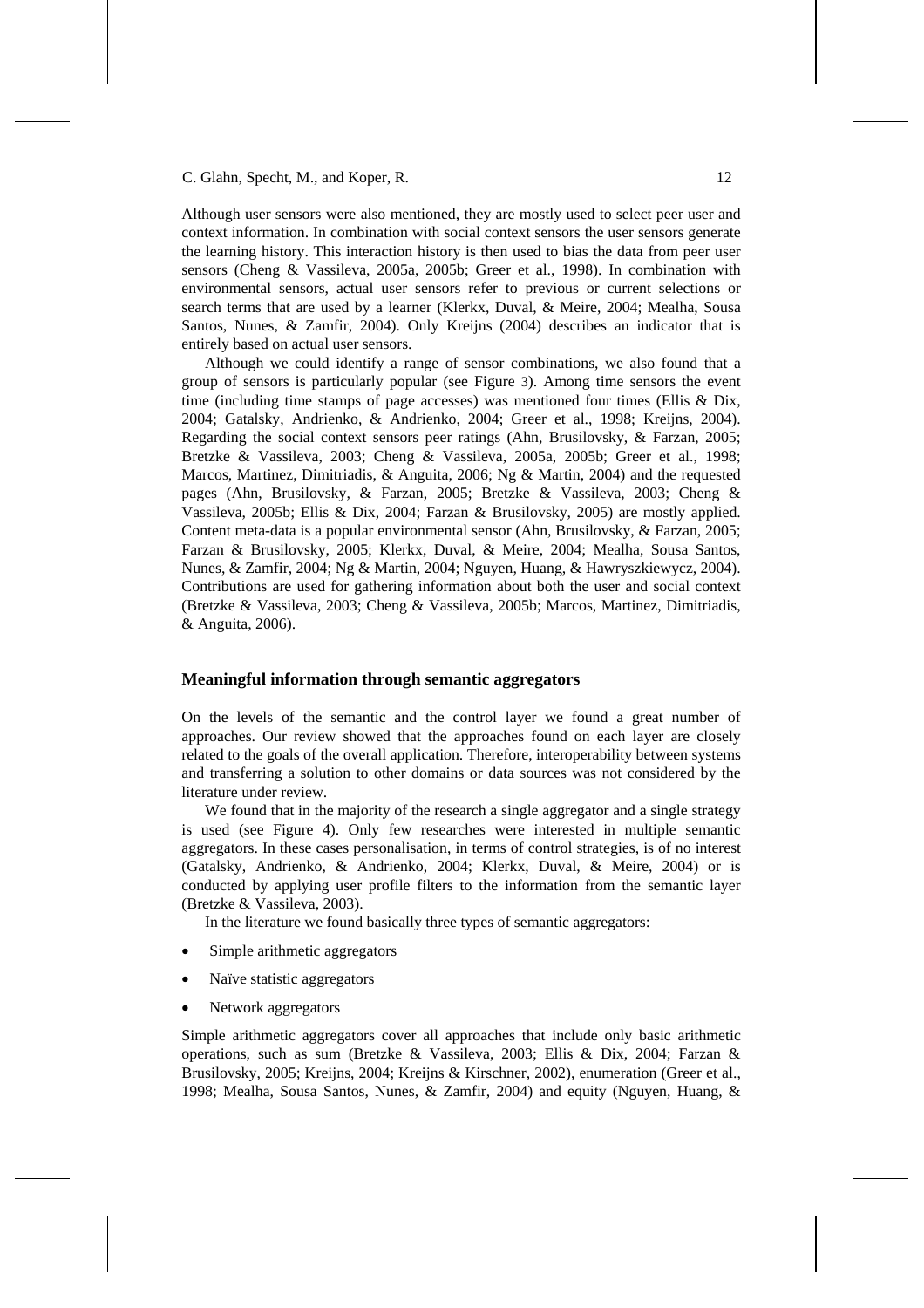Although user sensors were also mentioned, they are mostly used to select peer user and context information. In combination with social context sensors the user sensors generate the learning history. This interaction history is then used to bias the data from peer user sensors (Cheng & Vassileva, 2005a, 2005b; Greer et al., 1998). In combination with environmental sensors, actual user sensors refer to previous or current selections or search terms that are used by a learner (Klerkx, Duval, & Meire, 2004; Mealha, Sousa Santos, Nunes, & Zamfir, 2004). Only Kreijns (2004) describes an indicator that is entirely based on actual user sensors.

Although we could identify a range of sensor combinations, we also found that a group of sensors is particularly popular (see Figure 3). Among time sensors the event time (including time stamps of page accesses) was mentioned four times (Ellis & Dix, 2004; Gatalsky, Andrienko, & Andrienko, 2004; Greer et al., 1998; Kreijns, 2004). Regarding the social context sensors peer ratings (Ahn, Brusilovsky, & Farzan, 2005; Bretzke & Vassileva, 2003; Cheng & Vassileva, 2005a, 2005b; Greer et al., 1998; Marcos, Martinez, Dimitriadis, & Anguita, 2006; Ng & Martin, 2004) and the requested pages (Ahn, Brusilovsky, & Farzan, 2005; Bretzke & Vassileva, 2003; Cheng & Vassileva, 2005b; Ellis & Dix, 2004; Farzan & Brusilovsky, 2005) are mostly applied. Content meta-data is a popular environmental sensor (Ahn, Brusilovsky, & Farzan, 2005; Farzan & Brusilovsky, 2005; Klerkx, Duval, & Meire, 2004; Mealha, Sousa Santos, Nunes, & Zamfir, 2004; Ng & Martin, 2004; Nguyen, Huang, & Hawryszkiewycz, 2004). Contributions are used for gathering information about both the user and social context (Bretzke & Vassileva, 2003; Cheng & Vassileva, 2005b; Marcos, Martinez, Dimitriadis, & Anguita, 2006).

## Meaningful information through semantic aggregators

On the levels of the semantic and the control layer we found a great number of approaches. Our review showed that the approaches found on each layer are closely related to the goals of the overall application. Therefore, interoperability between systems and transferring a solution to other domains or data sources was not considered by the literature under review.

We found that in the majority of the research a single aggregator and a single strategy is used (see Figure 4). Only few researches were interested in multiple semantic aggregators. In these cases personalisation, in terms of control strategies, is of no interest (Gatalsky, Andrienko, & Andrienko, 2004; Klerkx, Duval, & Meire, 2004) or is conducted by applying user profile filters to the information from the semantic layer (Bretzke & Vassileva, 2003).

In the literature we found basically three types of semantic aggregators:

- Simple arithmetic aggregators
- Naïve statistic aggregators
- Network aggregators

Simple arithmetic aggregators cover all approaches that include only basic arithmetic operations, such as sum (Bretzke & Vassileva, 2003; Ellis & Dix, 2004; Farzan & Brusilovsky, 2005; Kreijns, 2004; Kreijns & Kirschner, 2002), enumeration (Greer et al., 1998; Mealha, Sousa Santos, Nunes, & Zamfir, 2004) and equity (Nguyen, Huang, &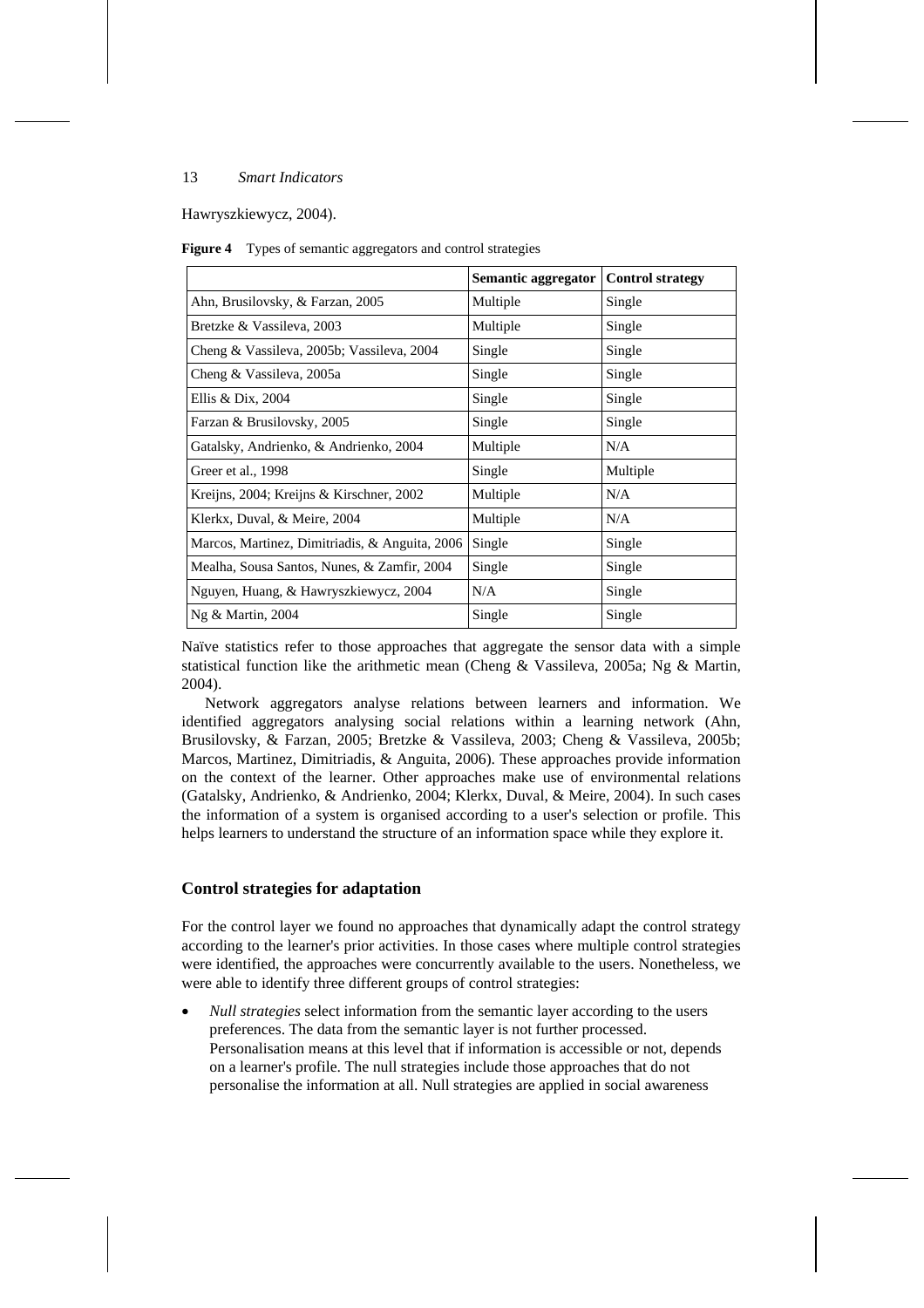Hawryszkiewycz, 2004).

**Figure 4** Types of semantic aggregators and control strategies

| | Semantic aggregator | Control strategy |
|---|---|---|
| Ahn, Brusilovsky, & Farzan, 2005 | Multiple | Single |
| Bretzke & Vassileva, 2003 | Multiple | Single |
| Cheng & Vassileva, 2005b; Vassileva, 2004 | Single | Single |
| Cheng & Vassileva, 2005a | Single | Single |
| Ellis & Dix, 2004 | Single | Single |
| Farzan & Brusilovsky, 2005 | Single | Single |
| Gatalsky, Andrienko, & Andrienko, 2004 | Multiple | N/A |
| Greer et al., 1998 | Single | Multiple |
| Kreijns, 2004; Kreijns & Kirschner, 2002 | Multiple | N/A |
| Klerkx, Duval, & Meire, 2004 | Multiple | N/A |
| Marcos, Martinez, Dimitriadis, & Anguita, 2006 | Single | Single |
| Mealha, Sousa Santos, Nunes, & Zamfir, 2004 | Single | Single |
| Nguyen, Huang, & Hawryszkiewycz, 2004 | N/A | Single |
| Ng & Martin, 2004 | Single | Single |

Naïve statistics refer to those approaches that aggregate the sensor data with a simple statistical function like the arithmetic mean (Cheng & Vassileva, 2005a; Ng & Martin, 2004).

Network aggregators analyse relations between learners and information. We identified aggregators analysing social relations within a learning network (Ahn, Brusilovsky, & Farzan, 2005; Bretzke & Vassileva, 2003; Cheng & Vassileva, 2005b; Marcos, Martinez, Dimitriadis, & Anguita, 2006). These approaches provide information on the context of the learner. Other approaches make use of environmental relations (Gatalsky, Andrienko, & Andrienko, 2004; Klerkx, Duval, & Meire, 2004). In such cases the information of a system is organised according to a user's selection or profile. This helps learners to understand the structure of an information space while they explore it.

## Control strategies for adaptation

For the control layer we found no approaches that dynamically adapt the control strategy according to the learner's prior activities. In those cases where multiple control strategies were identified, the approaches were concurrently available to the users. Nonetheless, we were able to identify three different groups of control strategies:

- *Null strategies* select information from the semantic layer according to the users preferences. The data from the semantic layer is not further processed. Personalisation means at this level that if information is accessible or not, depends on a learner's profile. The null strategies include those approaches that do not personalise the information at all. Null strategies are applied in social awareness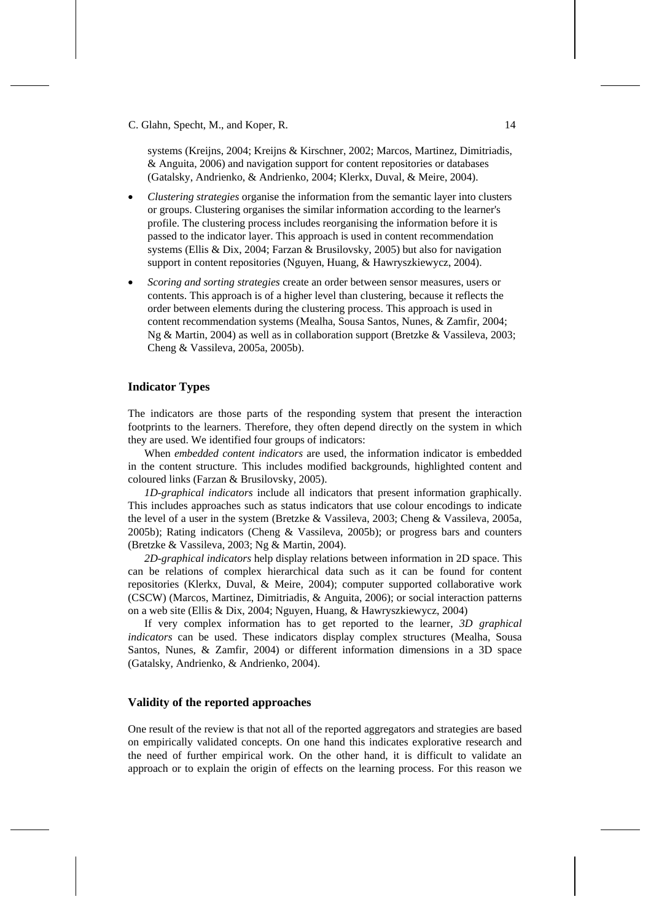systems (Kreijns, 2004; Kreijns & Kirschner, 2002; Marcos, Martinez, Dimitriadis, & Anguita, 2006) and navigation support for content repositories or databases (Gatalsky, Andrienko, & Andrienko, 2004; Klerkx, Duval, & Meire, 2004).

- *Clustering strategies* organise the information from the semantic layer into clusters or groups. Clustering organises the similar information according to the learner's profile. The clustering process includes reorganising the information before it is passed to the indicator layer. This approach is used in content recommendation systems (Ellis & Dix, 2004; Farzan & Brusilovsky, 2005) but also for navigation support in content repositories (Nguyen, Huang, & Hawryszkiewycz, 2004).
- *Scoring and sorting strategies* create an order between sensor measures, users or contents. This approach is of a higher level than clustering, because it reflects the order between elements during the clustering process. This approach is used in content recommendation systems (Mealha, Sousa Santos, Nunes, & Zamfir, 2004; Ng & Martin, 2004) as well as in collaboration support (Bretzke & Vassileva, 2003; Cheng & Vassileva, 2005a, 2005b).

### Indicator Types

The indicators are those parts of the responding system that present the interaction footprints to the learners. Therefore, they often depend directly on the system in which they are used. We identified four groups of indicators:

When *embedded content indicators* are used, the information indicator is embedded in the content structure. This includes modified backgrounds, highlighted content and coloured links (Farzan & Brusilovsky, 2005).

*1D-graphical indicators* include all indicators that present information graphically. This includes approaches such as status indicators that use colour encodings to indicate the level of a user in the system (Bretzke & Vassileva, 2003; Cheng & Vassileva, 2005a, 2005b); Rating indicators (Cheng & Vassileva, 2005b); or progress bars and counters (Bretzke & Vassileva, 2003; Ng & Martin, 2004).

*2D-graphical indicators* help display relations between information in 2D space. This can be relations of complex hierarchical data such as it can be found for content repositories (Klerkx, Duval, & Meire, 2004); computer supported collaborative work (CSCW) (Marcos, Martinez, Dimitriadis, & Anguita, 2006); or social interaction patterns on a web site (Ellis & Dix, 2004; Nguyen, Huang, & Hawryszkiewycz, 2004)

If very complex information has to get reported to the learner, *3D graphical indicators* can be used. These indicators display complex structures (Mealha, Sousa Santos, Nunes, & Zamfir, 2004) or different information dimensions in a 3D space (Gatalsky, Andrienko, & Andrienko, 2004).

### Validity of the reported approaches

One result of the review is that not all of the reported aggregators and strategies are based on empirically validated concepts. On one hand this indicates explorative research and the need of further empirical work. On the other hand, it is difficult to validate an approach or to explain the origin of effects on the learning process. For this reason we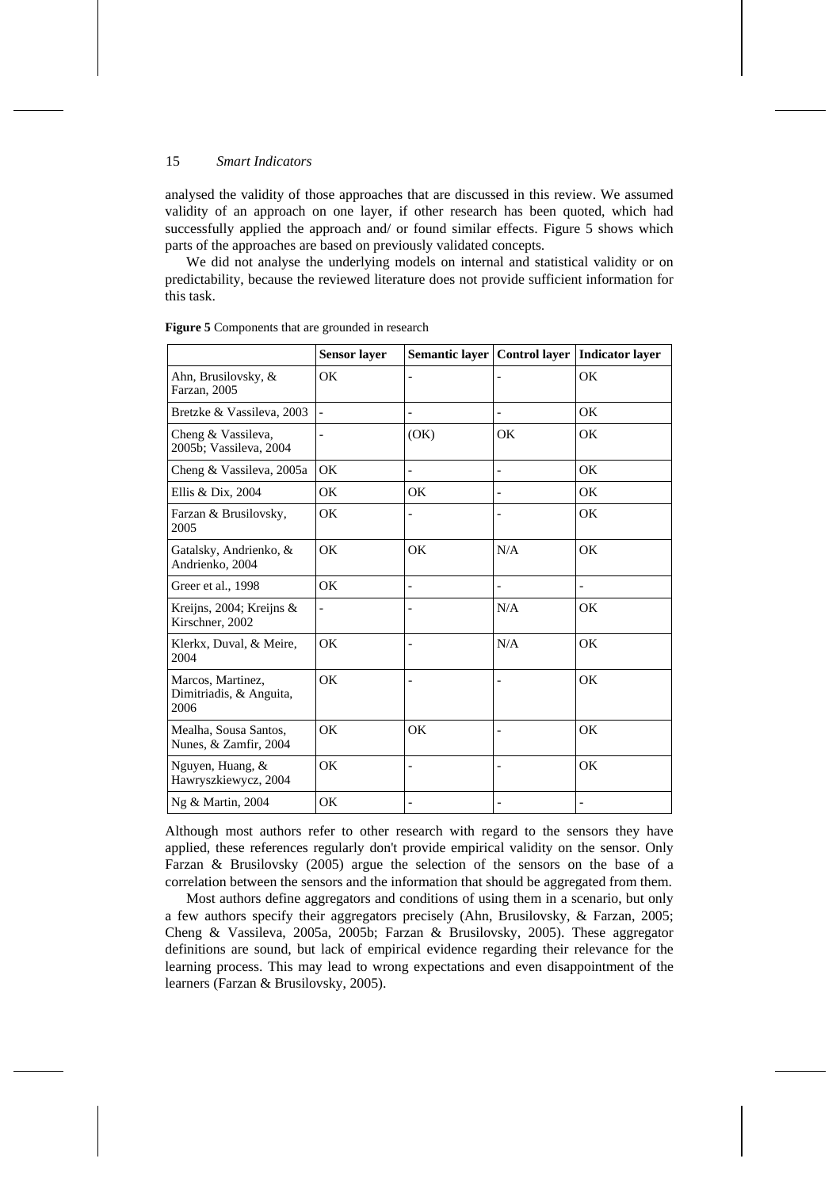analysed the validity of those approaches that are discussed in this review. We assumed validity of an approach on one layer, if other research has been quoted, which had successfully applied the approach and/ or found similar effects. Figure 5 shows which parts of the approaches are based on previously validated concepts.

We did not analyse the underlying models on internal and statistical validity or on predictability, because the reviewed literature does not provide sufficient information for this task.

**Figure 5** Components that are grounded in research

| | Sensor layer | Semantic layer | Control layer | Indicator layer |
|---|---|---|---|---|
| Ahn, Brusilovsky, & Farzan, 2005 | OK | - | - | OK |
| Bretzke & Vassileva, 2003 | - | - | - | OK |
| Cheng & Vassileva, 2005b; Vassileva, 2004 | - | (OK) | OK | OK |
| Cheng & Vassileva, 2005a | OK | - | - | OK |
| Ellis & Dix, 2004 | OK | OK | - | OK |
| Farzan & Brusilovsky, 2005 | OK | - | - | OK |
| Gatalsky, Andrienko, & Andrienko, 2004 | OK | OK | N/A | OK |
| Greer et al., 1998 | OK | - | - | - |
| Kreijns, 2004; Kreijns & Kirschner, 2002 | - | - | N/A | OK |
| Klerkx, Duval, & Meire, 2004 | OK | - | N/A | OK |
| Marcos, Martinez, Dimitriadis, & Anguita, 2006 | OK | - | - | OK |
| Mealha, Sousa Santos, Nunes, & Zamfir, 2004 | OK | OK | - | OK |
| Nguyen, Huang, & Hawryszkiewycz, 2004 | OK | - | - | OK |
| Ng & Martin, 2004 | OK | - | - | - |

Although most authors refer to other research with regard to the sensors they have applied, these references regularly don't provide empirical validity on the sensor. Only Farzan & Brusilovsky (2005) argue the selection of the sensors on the base of a correlation between the sensors and the information that should be aggregated from them.

Most authors define aggregators and conditions of using them in a scenario, but only a few authors specify their aggregators precisely (Ahn, Brusilovsky, & Farzan, 2005; Cheng & Vassileva, 2005a, 2005b; Farzan & Brusilovsky, 2005). These aggregator definitions are sound, but lack of empirical evidence regarding their relevance for the learning process. This may lead to wrong expectations and even disappointment of the learners (Farzan & Brusilovsky, 2005).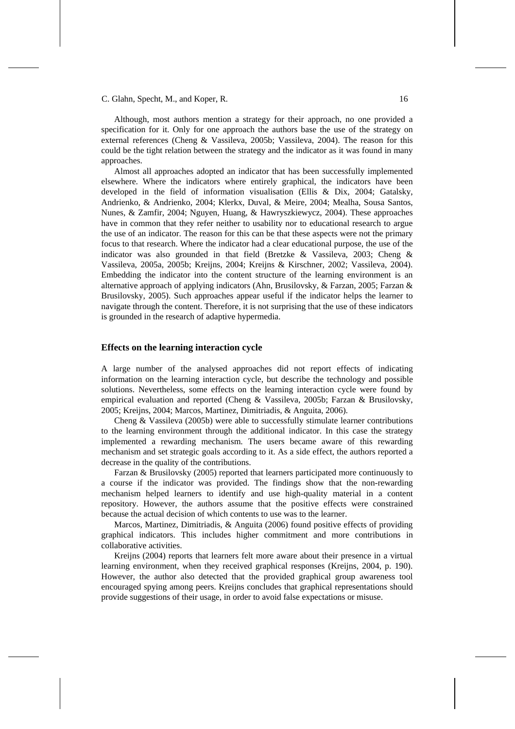Although, most authors mention a strategy for their approach, no one provided a specification for it. Only for one approach the authors base the use of the strategy on external references (Cheng & Vassileva, 2005b; Vassileva, 2004). The reason for this could be the tight relation between the strategy and the indicator as it was found in many approaches.

Almost all approaches adopted an indicator that has been successfully implemented elsewhere. Where the indicators where entirely graphical, the indicators have been developed in the field of information visualisation (Ellis & Dix, 2004; Gatalsky, Andrienko, & Andrienko, 2004; Klerkx, Duval, & Meire, 2004; Mealha, Sousa Santos, Nunes, & Zamfir, 2004; Nguyen, Huang, & Hawryszkiewycz, 2004). These approaches have in common that they refer neither to usability nor to educational research to argue the use of an indicator. The reason for this can be that these aspects were not the primary focus to that research. Where the indicator had a clear educational purpose, the use of the indicator was also grounded in that field (Bretzke & Vassileva, 2003; Cheng & Vassileva, 2005a, 2005b; Kreijns, 2004; Kreijns & Kirschner, 2002; Vassileva, 2004). Embedding the indicator into the content structure of the learning environment is an alternative approach of applying indicators (Ahn, Brusilovsky, & Farzan, 2005; Farzan & Brusilovsky, 2005). Such approaches appear useful if the indicator helps the learner to navigate through the content. Therefore, it is not surprising that the use of these indicators is grounded in the research of adaptive hypermedia.

## Effects on the learning interaction cycle

A large number of the analysed approaches did not report effects of indicating information on the learning interaction cycle, but describe the technology and possible solutions. Nevertheless, some effects on the learning interaction cycle were found by empirical evaluation and reported (Cheng & Vassileva, 2005b; Farzan & Brusilovsky, 2005; Kreijns, 2004; Marcos, Martinez, Dimitriadis, & Anguita, 2006).

Cheng & Vassileva (2005b) were able to successfully stimulate learner contributions to the learning environment through the additional indicator. In this case the strategy implemented a rewarding mechanism. The users became aware of this rewarding mechanism and set strategic goals according to it. As a side effect, the authors reported a decrease in the quality of the contributions.

Farzan & Brusilovsky (2005) reported that learners participated more continuously to a course if the indicator was provided. The findings show that the non-rewarding mechanism helped learners to identify and use high-quality material in a content repository. However, the authors assume that the positive effects were constrained because the actual decision of which contents to use was to the learner.

Marcos, Martinez, Dimitriadis, & Anguita (2006) found positive effects of providing graphical indicators. This includes higher commitment and more contributions in collaborative activities.

Kreijns (2004) reports that learners felt more aware about their presence in a virtual learning environment, when they received graphical responses (Kreijns, 2004, p. 190). However, the author also detected that the provided graphical group awareness tool encouraged spying among peers. Kreijns concludes that graphical representations should provide suggestions of their usage, in order to avoid false expectations or misuse.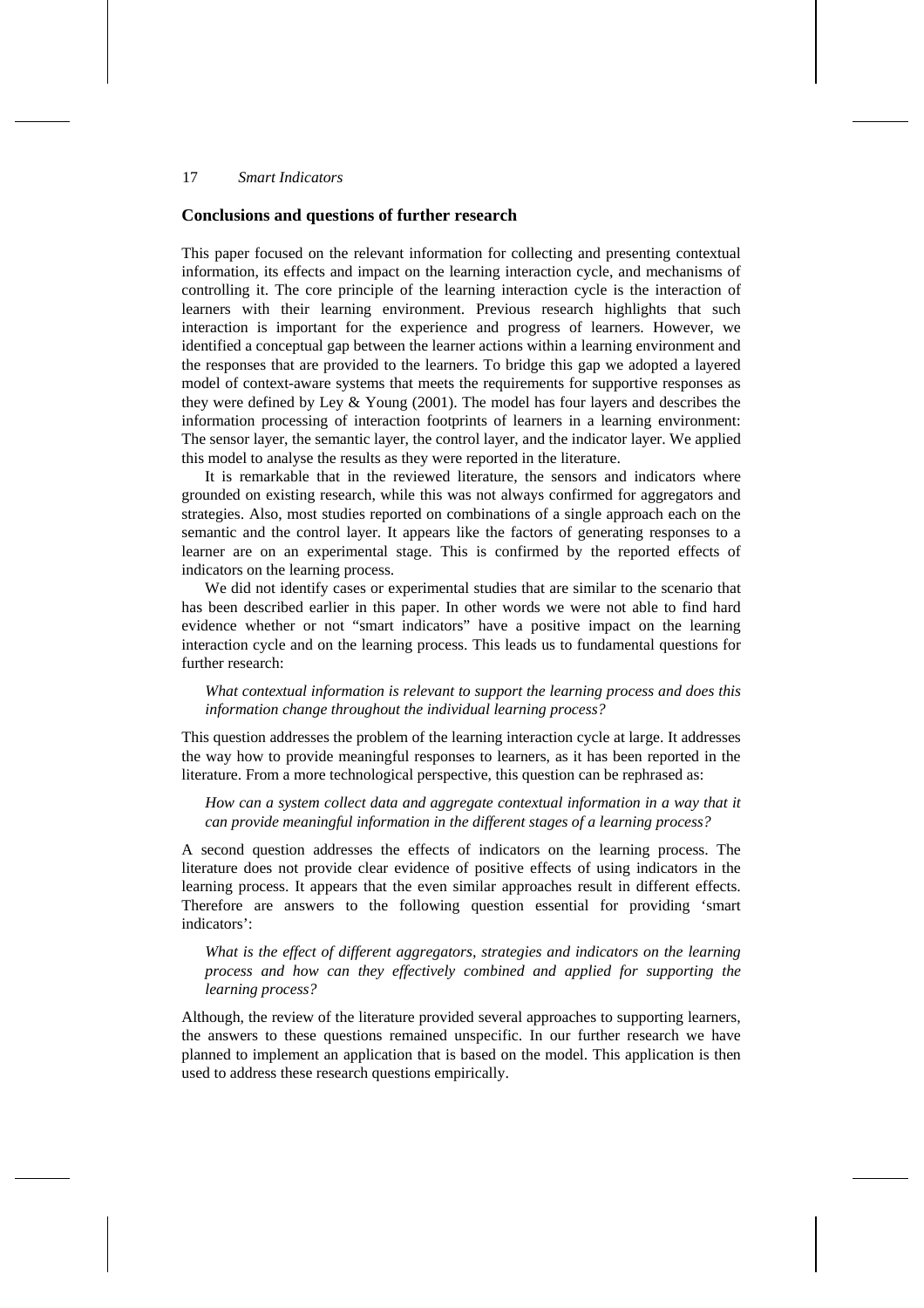## Conclusions and questions of further research

This paper focused on the relevant information for collecting and presenting contextual information, its effects and impact on the learning interaction cycle, and mechanisms of controlling it. The core principle of the learning interaction cycle is the interaction of learners with their learning environment. Previous research highlights that such interaction is important for the experience and progress of learners. However, we identified a conceptual gap between the learner actions within a learning environment and the responses that are provided to the learners. To bridge this gap we adopted a layered model of context-aware systems that meets the requirements for supportive responses as they were defined by Ley & Young (2001). The model has four layers and describes the information processing of interaction footprints of learners in a learning environment: The sensor layer, the semantic layer, the control layer, and the indicator layer. We applied this model to analyse the results as they were reported in the literature.

It is remarkable that in the reviewed literature, the sensors and indicators where grounded on existing research, while this was not always confirmed for aggregators and strategies. Also, most studies reported on combinations of a single approach each on the semantic and the control layer. It appears like the factors of generating responses to a learner are on an experimental stage. This is confirmed by the reported effects of indicators on the learning process.

We did not identify cases or experimental studies that are similar to the scenario that has been described earlier in this paper. In other words we were not able to find hard evidence whether or not "smart indicators" have a positive impact on the learning interaction cycle and on the learning process. This leads us to fundamental questions for further research:

> *What contextual information is relevant to support the learning process and does this information change throughout the individual learning process?*

This question addresses the problem of the learning interaction cycle at large. It addresses the way how to provide meaningful responses to learners, as it has been reported in the literature. From a more technological perspective, this question can be rephrased as:

> *How can a system collect data and aggregate contextual information in a way that it can provide meaningful information in the different stages of a learning process?*

A second question addresses the effects of indicators on the learning process. The literature does not provide clear evidence of positive effects of using indicators in the learning process. It appears that the even similar approaches result in different effects. Therefore are answers to the following question essential for providing 'smart indicators':

> *What is the effect of different aggregators, strategies and indicators on the learning process and how can they effectively combined and applied for supporting the learning process?*

Although, the review of the literature provided several approaches to supporting learners, the answers to these questions remained unspecific. In our further research we have planned to implement an application that is based on the model. This application is then used to address these research questions empirically.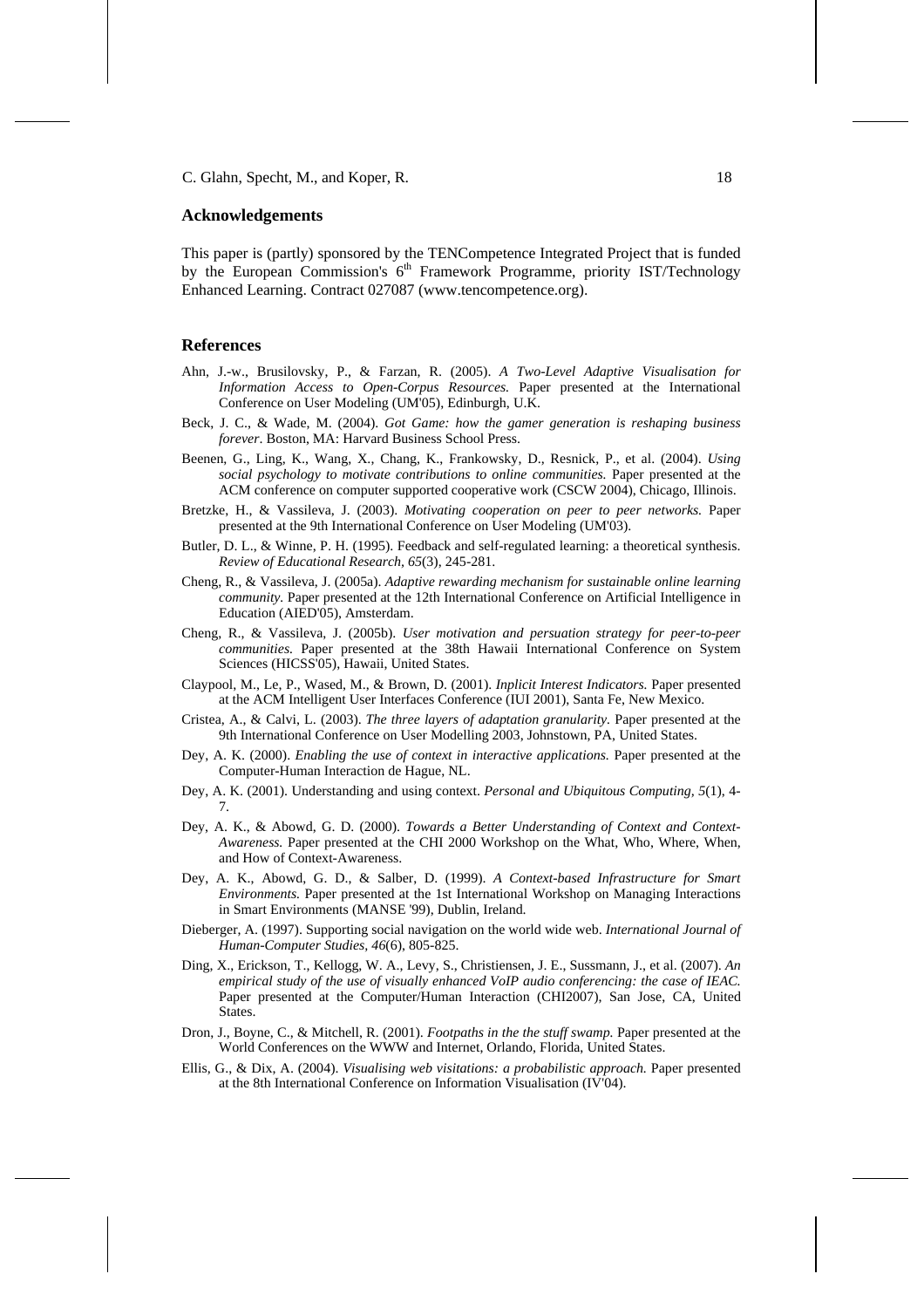## Acknowledgements

This paper is (partly) sponsored by the TENCompetence Integrated Project that is funded by the European Commission's 6th Framework Programme, priority IST/Technology Enhanced Learning. Contract 027087 (www.tencompetence.org).

## References

Ahn, J.-w., Brusilovsky, P., & Farzan, R. (2005). *A Two-Level Adaptive Visualisation for Information Access to Open-Corpus Resources.* Paper presented at the International Conference on User Modeling (UM'05), Edinburgh, U.K.

Beck, J. C., & Wade, M. (2004). *Got Game: how the gamer generation is reshaping business forever*. Boston, MA: Harvard Business School Press.

Beenen, G., Ling, K., Wang, X., Chang, K., Frankowsky, D., Resnick, P., et al. (2004). *Using social psychology to motivate contributions to online communities.* Paper presented at the ACM conference on computer supported cooperative work (CSCW 2004), Chicago, Illinois.

Bretzke, H., & Vassileva, J. (2003). *Motivating cooperation on peer to peer networks.* Paper presented at the 9th International Conference on User Modeling (UM'03).

Butler, D. L., & Winne, P. H. (1995). Feedback and self-regulated learning: a theoretical synthesis. *Review of Educational Research, 65*(3), 245-281.

Cheng, R., & Vassileva, J. (2005a). *Adaptive rewarding mechanism for sustainable online learning community.* Paper presented at the 12th International Conference on Artificial Intelligence in Education (AIED'05), Amsterdam.

Cheng, R., & Vassileva, J. (2005b). *User motivation and persuation strategy for peer-to-peer communities.* Paper presented at the 38th Hawaii International Conference on System Sciences (HICSS'05), Hawaii, United States.

Claypool, M., Le, P., Wased, M., & Brown, D. (2001). *Inplicit Interest Indicators.* Paper presented at the ACM Intelligent User Interfaces Conference (IUI 2001), Santa Fe, New Mexico.

Cristea, A., & Calvi, L. (2003). *The three layers of adaptation granularity.* Paper presented at the 9th International Conference on User Modelling 2003, Johnstown, PA, United States.

Dey, A. K. (2000). *Enabling the use of context in interactive applications.* Paper presented at the Computer-Human Interaction de Hague, NL.

Dey, A. K. (2001). Understanding and using context. *Personal and Ubiquitous Computing, 5*(1), 4-7.

Dey, A. K., & Abowd, G. D. (2000). *Towards a Better Understanding of Context and Context-Awareness.* Paper presented at the CHI 2000 Workshop on the What, Who, Where, When, and How of Context-Awareness.

Dey, A. K., Abowd, G. D., & Salber, D. (1999). *A Context-based Infrastructure for Smart Environments.* Paper presented at the 1st International Workshop on Managing Interactions in Smart Environments (MANSE '99), Dublin, Ireland.

Dieberger, A. (1997). Supporting social navigation on the world wide web. *International Journal of Human-Computer Studies, 46*(6), 805-825.

Ding, X., Erickson, T., Kellogg, W. A., Levy, S., Christiensen, J. E., Sussmann, J., et al. (2007). *An empirical study of the use of visually enhanced VoIP audio conferencing: the case of IEAC.* Paper presented at the Computer/Human Interaction (CHI2007), San Jose, CA, United States.

Dron, J., Boyne, C., & Mitchell, R. (2001). *Footpaths in the the stuff swamp.* Paper presented at the World Conferences on the WWW and Internet, Orlando, Florida, United States.

Ellis, G., & Dix, A. (2004). *Visualising web visitations: a probabilistic approach.* Paper presented at the 8th International Conference on Information Visualisation (IV'04).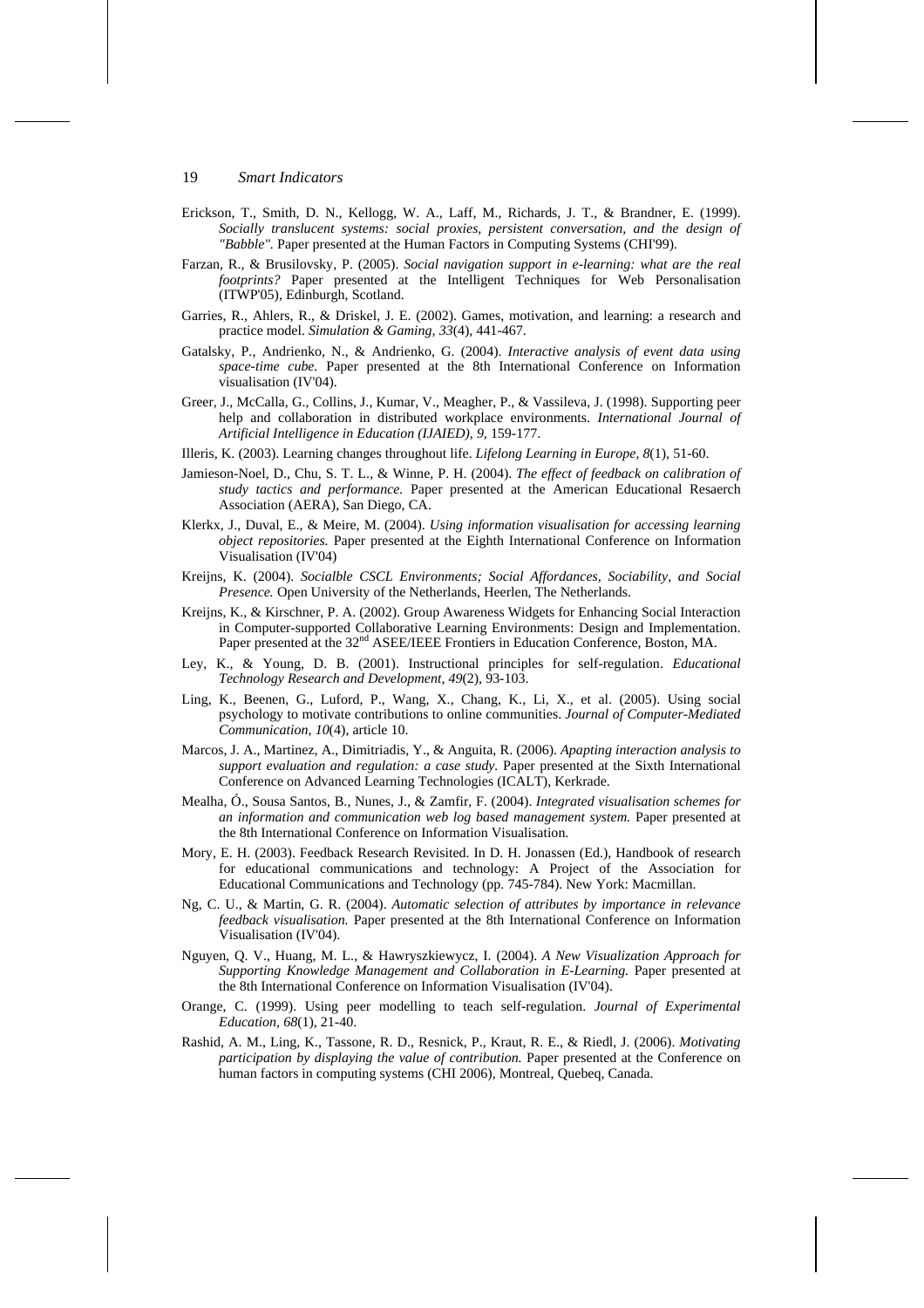Erickson, T., Smith, D. N., Kellogg, W. A., Laff, M., Richards, J. T., & Brandner, E. (1999). *Socially translucent systems: social proxies, persistent conversation, and the design of "Babble".* Paper presented at the Human Factors in Computing Systems (CHI'99).

Farzan, R., & Brusilovsky, P. (2005). *Social navigation support in e-learning: what are the real footprints?* Paper presented at the Intelligent Techniques for Web Personalisation (ITWP'05), Edinburgh, Scotland.

Garries, R., Ahlers, R., & Driskel, J. E. (2002). Games, motivation, and learning: a research and practice model. *Simulation & Gaming, 33*(4), 441-467.

Gatalsky, P., Andrienko, N., & Andrienko, G. (2004). *Interactive analysis of event data using space-time cube.* Paper presented at the 8th International Conference on Information visualisation (IV'04).

Greer, J., McCalla, G., Collins, J., Kumar, V., Meagher, P., & Vassileva, J. (1998). Supporting peer help and collaboration in distributed workplace environments. *International Journal of Artificial Intelligence in Education (IJAIED), 9*, 159-177.

Illeris, K. (2003). Learning changes throughout life. *Lifelong Learning in Europe, 8*(1), 51-60.

Jamieson-Noel, D., Chu, S. T. L., & Winne, P. H. (2004). *The effect of feedback on calibration of study tactics and performance.* Paper presented at the American Educational Resaerch Association (AERA), San Diego, CA.

Klerkx, J., Duval, E., & Meire, M. (2004). *Using information visualisation for accessing learning object repositories.* Paper presented at the Eighth International Conference on Information Visualisation (IV'04)

Kreijns, K. (2004). *Socialble CSCL Environments; Social Affordances, Sociability, and Social Presence.* Open University of the Netherlands, Heerlen, The Netherlands.

Kreijns, K., & Kirschner, P. A. (2002). Group Awareness Widgets for Enhancing Social Interaction in Computer-supported Collaborative Learning Environments: Design and Implementation. Paper presented at the 32nd ASEE/IEEE Frontiers in Education Conference, Boston, MA.

Ley, K., & Young, D. B. (2001). Instructional principles for self-regulation. *Educational Technology Research and Development, 49*(2), 93-103.

Ling, K., Beenen, G., Luford, P., Wang, X., Chang, K., Li, X., et al. (2005). Using social psychology to motivate contributions to online communities. *Journal of Computer-Mediated Communication, 10*(4), article 10.

Marcos, J. A., Martinez, A., Dimitriadis, Y., & Anguita, R. (2006). *Apapting interaction analysis to support evaluation and regulation: a case study.* Paper presented at the Sixth International Conference on Advanced Learning Technologies (ICALT), Kerkrade.

Mealha, Ó., Sousa Santos, B., Nunes, J., & Zamfir, F. (2004). *Integrated visualisation schemes for an information and communication web log based management system.* Paper presented at the 8th International Conference on Information Visualisation.

Mory, E. H. (2003). Feedback Research Revisited. In D. H. Jonassen (Ed.), Handbook of research for educational communications and technology: A Project of the Association for Educational Communications and Technology (pp. 745-784). New York: Macmillan.

Ng, C. U., & Martin, G. R. (2004). *Automatic selection of attributes by importance in relevance feedback visualisation.* Paper presented at the 8th International Conference on Information Visualisation (IV'04).

Nguyen, Q. V., Huang, M. L., & Hawryszkiewycz, I. (2004). *A New Visualization Approach for Supporting Knowledge Management and Collaboration in E-Learning.* Paper presented at the 8th International Conference on Information Visualisation (IV'04).

Orange, C. (1999). Using peer modelling to teach self-regulation. *Journal of Experimental Education, 68*(1), 21-40.

Rashid, A. M., Ling, K., Tassone, R. D., Resnick, P., Kraut, R. E., & Riedl, J. (2006). *Motivating participation by displaying the value of contribution.* Paper presented at the Conference on human factors in computing systems (CHI 2006), Montreal, Quebeq, Canada.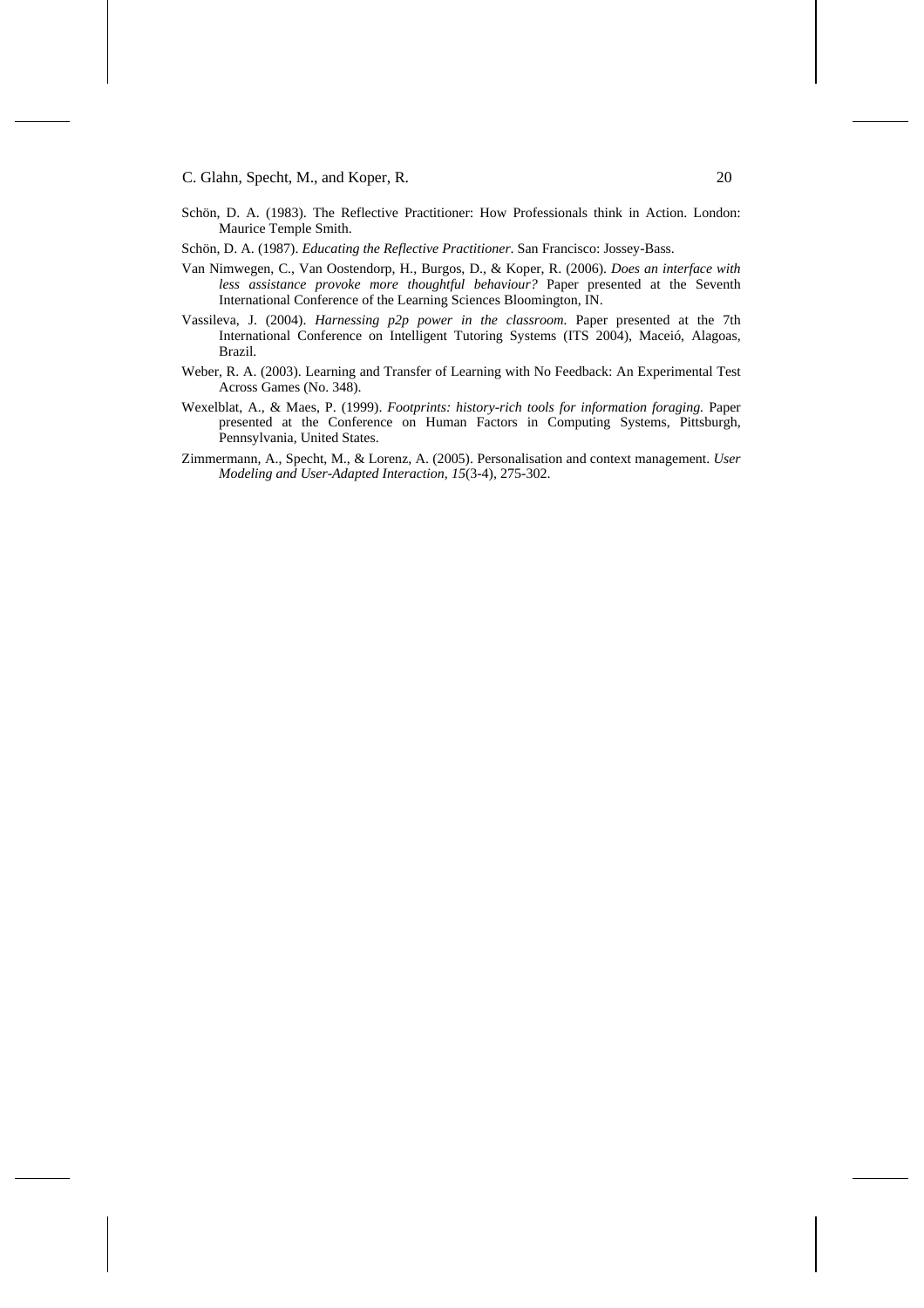Schön, D. A. (1983). The Reflective Practitioner: How Professionals think in Action. London: Maurice Temple Smith.

Schön, D. A. (1987). *Educating the Reflective Practitioner*. San Francisco: Jossey-Bass.

Van Nimwegen, C., Van Oostendorp, H., Burgos, D., & Koper, R. (2006). *Does an interface with less assistance provoke more thoughtful behaviour?* Paper presented at the Seventh International Conference of the Learning Sciences Bloomington, IN.

Vassileva, J. (2004). *Harnessing p2p power in the classroom.* Paper presented at the 7th International Conference on Intelligent Tutoring Systems (ITS 2004), Maceió, Alagoas, Brazil.

Weber, R. A. (2003). Learning and Transfer of Learning with No Feedback: An Experimental Test Across Games (No. 348).

Wexelblat, A., & Maes, P. (1999). *Footprints: history-rich tools for information foraging.* Paper presented at the Conference on Human Factors in Computing Systems, Pittsburgh, Pennsylvania, United States.

Zimmermann, A., Specht, M., & Lorenz, A. (2005). Personalisation and context management. *User Modeling and User-Adapted Interaction, 15*(3-4), 275-302.